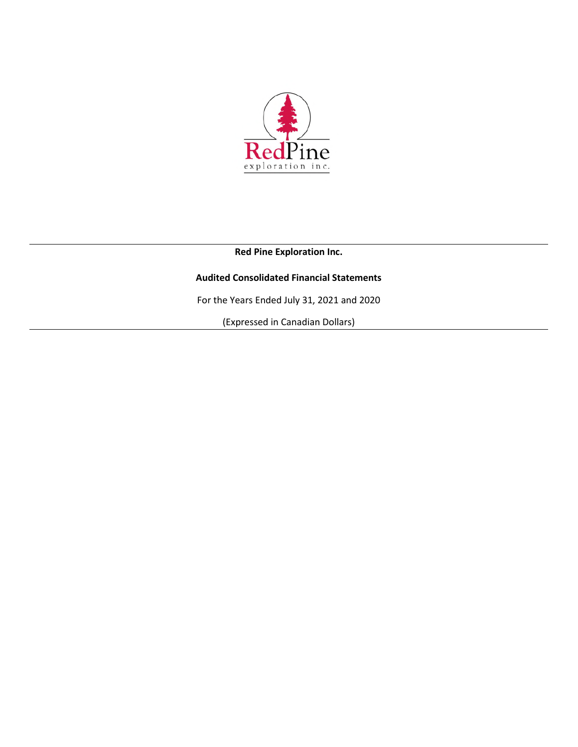**Red Pine Exploration Inc.**

**Audited Consolidated Financial Statements**

For the Years Ended July 31, 2021 and 2020

(Expressed in Canadian Dollars)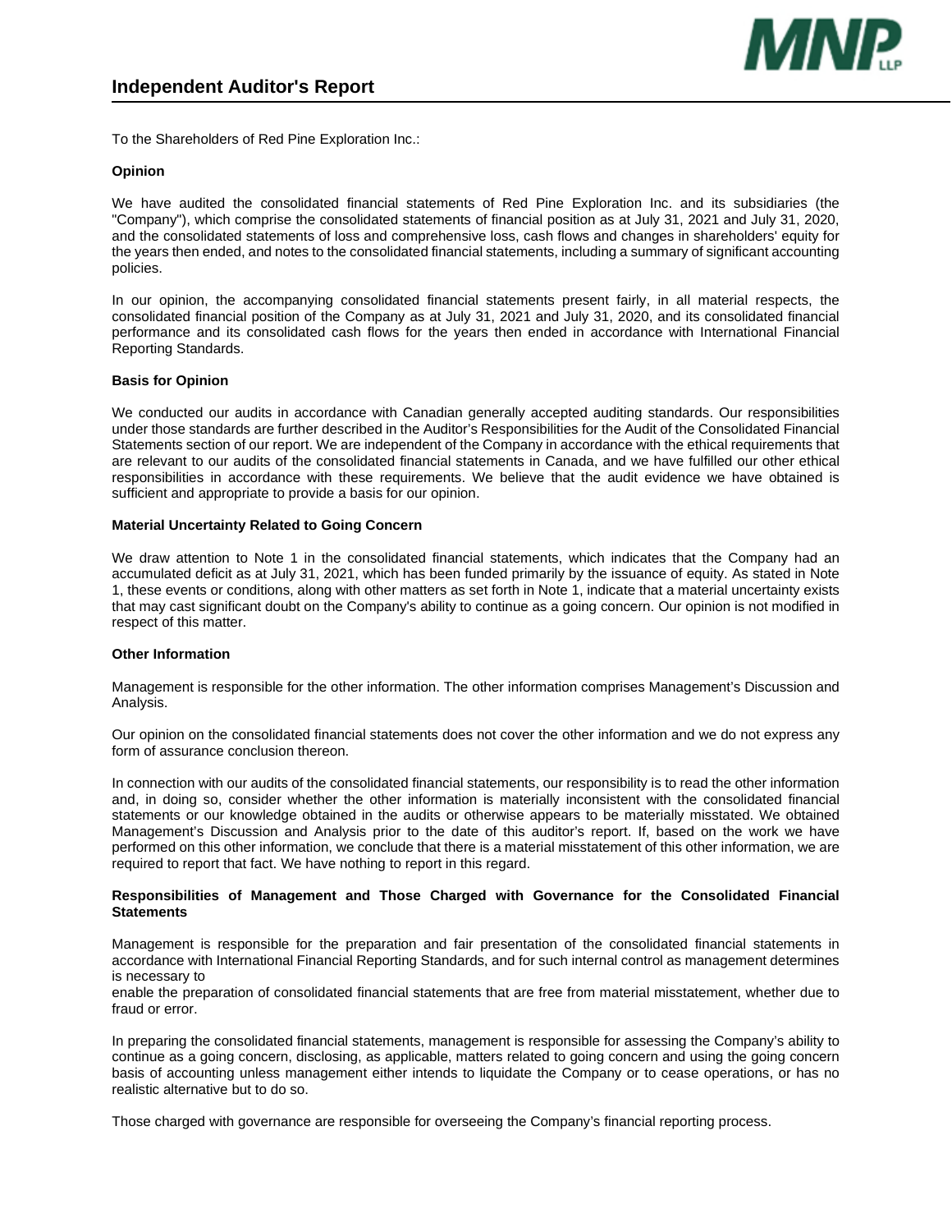# Independent Auditor's Report

To the Shareholders of Red Pine Exploration Inc.:

**Opinion**

We have audited the consolidated financial statements of Red Pine Exploration Inc. and its subsidiaries (the "Company"), which comprise the consolidated statements of financial position as at July 31, 2021 and July 31, 2020, and the consolidated statements of loss and comprehensive loss, cash flows and changes in shareholders' equity for the years then ended, and notes to the consolidated financial statements, including a summary of significant accounting policies.

In our opinion, the accompanying consolidated financial statements present fairly, in all material respects, the consolidated financial position of the Company as at July 31, 2021 and July 31, 2020, and its consolidated financial performance and its consolidated cash flows for the years then ended in accordance with International Financial Reporting Standards.

**Basis for Opinion**

We conducted our audits in accordance with Canadian generally accepted auditing standards. Our responsibilities under those standards are further described in the Auditor's Responsibilities for the Audit of the Consolidated Financial Statements section of our report. We are independent of the Company in accordance with the ethical requirements that are relevant to our audits of the consolidated financial statements in Canada, and we have fulfilled our other ethical responsibilities in accordance with these requirements. We believe that the audit evidence we have obtained is sufficient and appropriate to provide a basis for our opinion.

**Material Uncertainty Related to Going Concern**

We draw attention to Note 1 in the consolidated financial statements, which indicates that the Company had an accumulated deficit as at July 31, 2021, which has been funded primarily by the issuance of equity. As stated in Note 1, these events or conditions, along with other matters as set forth in Note 1, indicate that a material uncertainty exists that may cast significant doubt on the Company's ability to continue as a going concern. Our opinion is not modified in respect of this matter.

**Other Information**

Management is responsible for the other information. The other information comprises Management's Discussion and Analysis.

Our opinion on the consolidated financial statements does not cover the other information and we do not express any form of assurance conclusion thereon.

In connection with our audits of the consolidated financial statements, our responsibility is to read the other information and, in doing so, consider whether the other information is materially inconsistent with the consolidated financial statements or our knowledge obtained in the audits or otherwise appears to be materially misstated. We obtained Management's Discussion and Analysis prior to the date of this auditor's report. If, based on the work we have performed on this other information, we conclude that there is a material misstatement of this other information, we are required to report that fact. We have nothing to report in this regard.

**Responsibilities of Management and Those Charged with Governance for the Consolidated Financial Statements**

Management is responsible for the preparation and fair presentation of the consolidated financial statements in accordance with International Financial Reporting Standards, and for such internal control as management determines is necessary to enable the preparation of consolidated financial statements that are free from material misstatement, whether due to fraud or error.

In preparing the consolidated financial statements, management is responsible for assessing the Company's ability to continue as a going concern, disclosing, as applicable, matters related to going concern and using the going concern basis of accounting unless management either intends to liquidate the Company or to cease operations, or has no realistic alternative but to do so.

Those charged with governance are responsible for overseeing the Company's financial reporting process.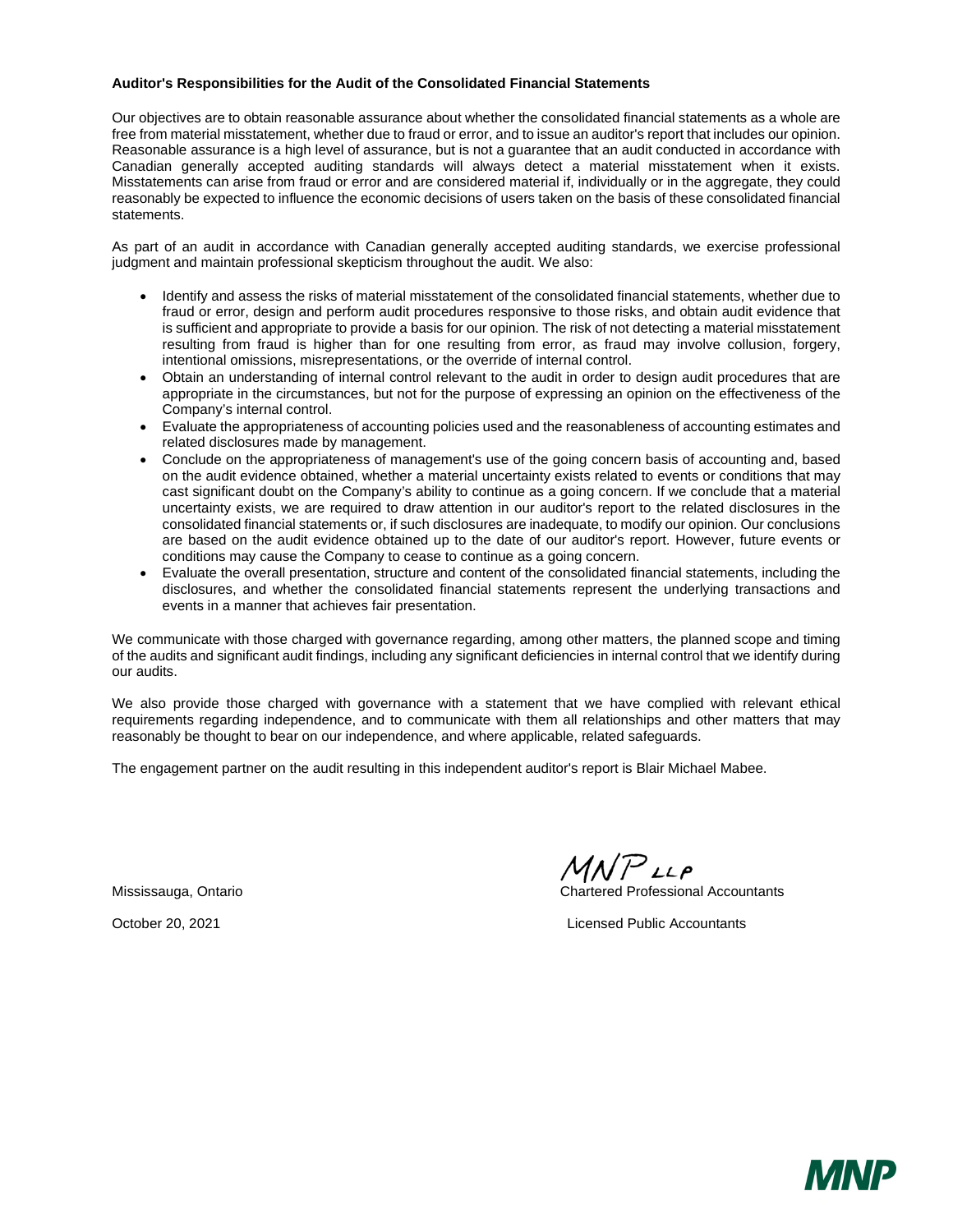**Auditor's Responsibilities for the Audit of the Consolidated Financial Statements**

Our objectives are to obtain reasonable assurance about whether the consolidated financial statements as a whole are free from material misstatement, whether due to fraud or error, and to issue an auditor's report that includes our opinion. Reasonable assurance is a high level of assurance, but is not a guarantee that an audit conducted in accordance with Canadian generally accepted auditing standards will always detect a material misstatement when it exists. Misstatements can arise from fraud or error and are considered material if, individually or in the aggregate, they could reasonably be expected to influence the economic decisions of users taken on the basis of these consolidated financial statements.

As part of an audit in accordance with Canadian generally accepted auditing standards, we exercise professional judgment and maintain professional skepticism throughout the audit. We also:

- Identify and assess the risks of material misstatement of the consolidated financial statements, whether due to fraud or error, design and perform audit procedures responsive to those risks, and obtain audit evidence that is sufficient and appropriate to provide a basis for our opinion. The risk of not detecting a material misstatement resulting from fraud is higher than for one resulting from error, as fraud may involve collusion, forgery, intentional omissions, misrepresentations, or the override of internal control.
- Obtain an understanding of internal control relevant to the audit in order to design audit procedures that are appropriate in the circumstances, but not for the purpose of expressing an opinion on the effectiveness of the Company's internal control.
- Evaluate the appropriateness of accounting policies used and the reasonableness of accounting estimates and related disclosures made by management.
- Conclude on the appropriateness of management's use of the going concern basis of accounting and, based on the audit evidence obtained, whether a material uncertainty exists related to events or conditions that may cast significant doubt on the Company's ability to continue as a going concern. If we conclude that a material uncertainty exists, we are required to draw attention in our auditor's report to the related disclosures in the consolidated financial statements or, if such disclosures are inadequate, to modify our opinion. Our conclusions are based on the audit evidence obtained up to the date of our auditor's report. However, future events or conditions may cause the Company to cease to continue as a going concern.
- Evaluate the overall presentation, structure and content of the consolidated financial statements, including the disclosures, and whether the consolidated financial statements represent the underlying transactions and events in a manner that achieves fair presentation.

We communicate with those charged with governance regarding, among other matters, the planned scope and timing of the audits and significant audit findings, including any significant deficiencies in internal control that we identify during our audits.

We also provide those charged with governance with a statement that we have complied with relevant ethical requirements regarding independence, and to communicate with them all relationships and other matters that may reasonably be thought to bear on our independence, and where applicable, related safeguards.

The engagement partner on the audit resulting in this independent auditor's report is Blair Michael Mabee.

MNP LLP

Mississauga, Ontario

October 20, 2021

Chartered Professional Accountants

Licensed Public Accountants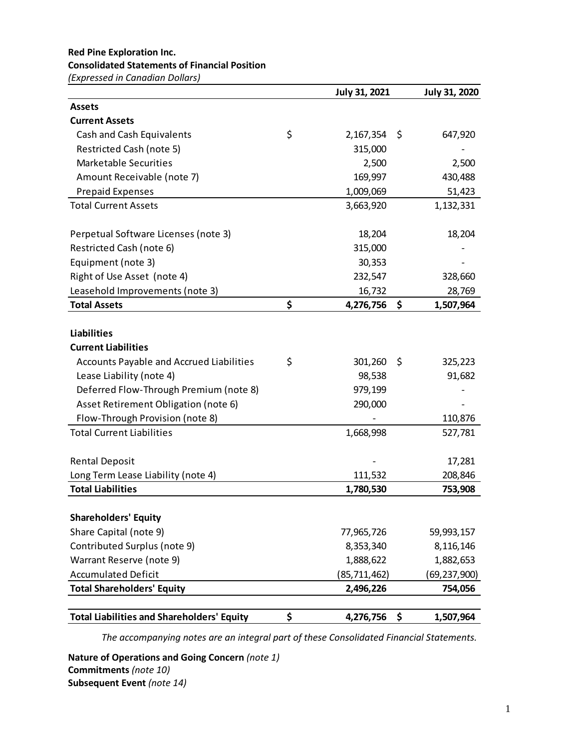**Red Pine Exploration Inc.**
**Consolidated Statements of Financial Position**
*(Expressed in Canadian Dollars)*

| | July 31, 2021 | July 31, 2020 |
|---|---|---|
| **Assets** | | |
| **Current Assets** | | |
| Cash and Cash Equivalents | $ 2,167,354 | $ 647,920 |
| Restricted Cash (note 5) | 315,000 | - |
| Marketable Securities | 2,500 | 2,500 |
| Amount Receivable (note 7) | 169,997 | 430,488 |
| Prepaid Expenses | 1,009,069 | 51,423 |
| Total Current Assets | 3,663,920 | 1,132,331 |
| | | |
| Perpetual Software Licenses (note 3) | 18,204 | 18,204 |
| Restricted Cash (note 6) | 315,000 | - |
| Equipment (note 3) | 30,353 | - |
| Right of Use Asset (note 4) | 232,547 | 328,660 |
| Leasehold Improvements (note 3) | 16,732 | 28,769 |
| **Total Assets** | **$ 4,276,756** | **$ 1,507,964** |
| | | |
| **Liabilities** | | |
| **Current Liabilities** | | |
| Accounts Payable and Accrued Liabilities | $ 301,260 | $ 325,223 |
| Lease Liability (note 4) | 98,538 | 91,682 |
| Deferred Flow-Through Premium (note 8) | 979,199 | - |
| Asset Retirement Obligation (note 6) | 290,000 | - |
| Flow-Through Provision (note 8) | - | 110,876 |
| Total Current Liabilities | 1,668,998 | 527,781 |
| | | |
| Rental Deposit | - | 17,281 |
| Long Term Lease Liability (note 4) | 111,532 | 208,846 |
| **Total Liabilities** | **1,780,530** | **753,908** |
| | | |
| **Shareholders' Equity** | | |
| Share Capital (note 9) | 77,965,726 | 59,993,157 |
| Contributed Surplus (note 9) | 8,353,340 | 8,116,146 |
| Warrant Reserve (note 9) | 1,888,622 | 1,882,653 |
| Accumulated Deficit | (85,711,462) | (69,237,900) |
| **Total Shareholders' Equity** | **2,496,226** | **754,056** |
| | | |
| **Total Liabilities and Shareholders' Equity** | **$ 4,276,756** | **$ 1,507,964** |

*The accompanying notes are an integral part of these Consolidated Financial Statements.*

**Nature of Operations and Going Concern** *(note 1)*
**Commitments** *(note 10)*
**Subsequent Event** *(note 14)*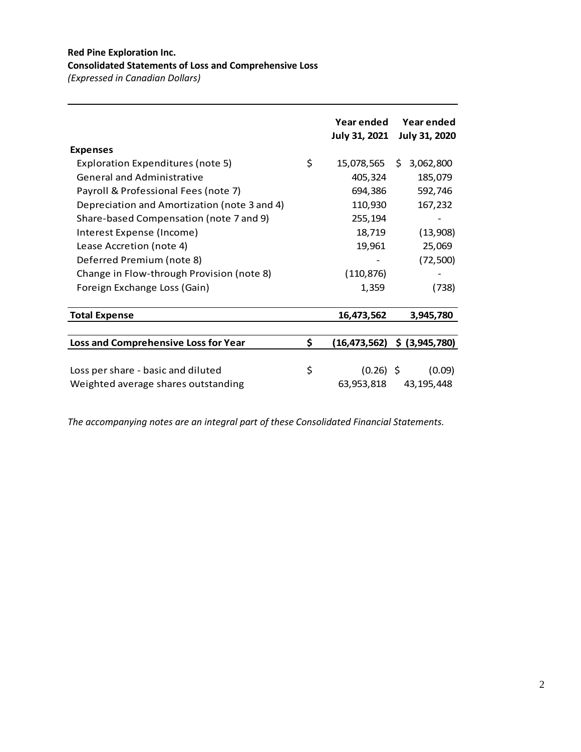**Red Pine Exploration Inc.**
**Consolidated Statements of Loss and Comprehensive Loss**
*(Expressed in Canadian Dollars)*

| | | Year ended July 31, 2021 | Year ended July 31, 2020 |
|---|---|---|---|
| **Expenses** | | | |
| Exploration Expenditures (note 5) | $ | 15,078,565 | $ 3,062,800 |
| General and Administrative | | 405,324 | 185,079 |
| Payroll & Professional Fees (note 7) | | 694,386 | 592,746 |
| Depreciation and Amortization (note 3 and 4) | | 110,930 | 167,232 |
| Share-based Compensation (note 7 and 9) | | 255,194 | - |
| Interest Expense (Income) | | 18,719 | (13,908) |
| Lease Accretion (note 4) | | 19,961 | 25,069 |
| Deferred Premium (note 8) | | - | (72,500) |
| Change in Flow-through Provision (note 8) | | (110,876) | - |
| Foreign Exchange Loss (Gain) | | 1,359 | (738) |
| **Total Expense** | | **16,473,562** | **3,945,780** |
| **Loss and Comprehensive Loss for Year** | **$** | **(16,473,562)** | **$ (3,945,780)** |
| Loss per share - basic and diluted | $ | (0.26) | $ (0.09) |
| Weighted average shares outstanding | | 63,953,818 | 43,195,448 |

*The accompanying notes are an integral part of these Consolidated Financial Statements.*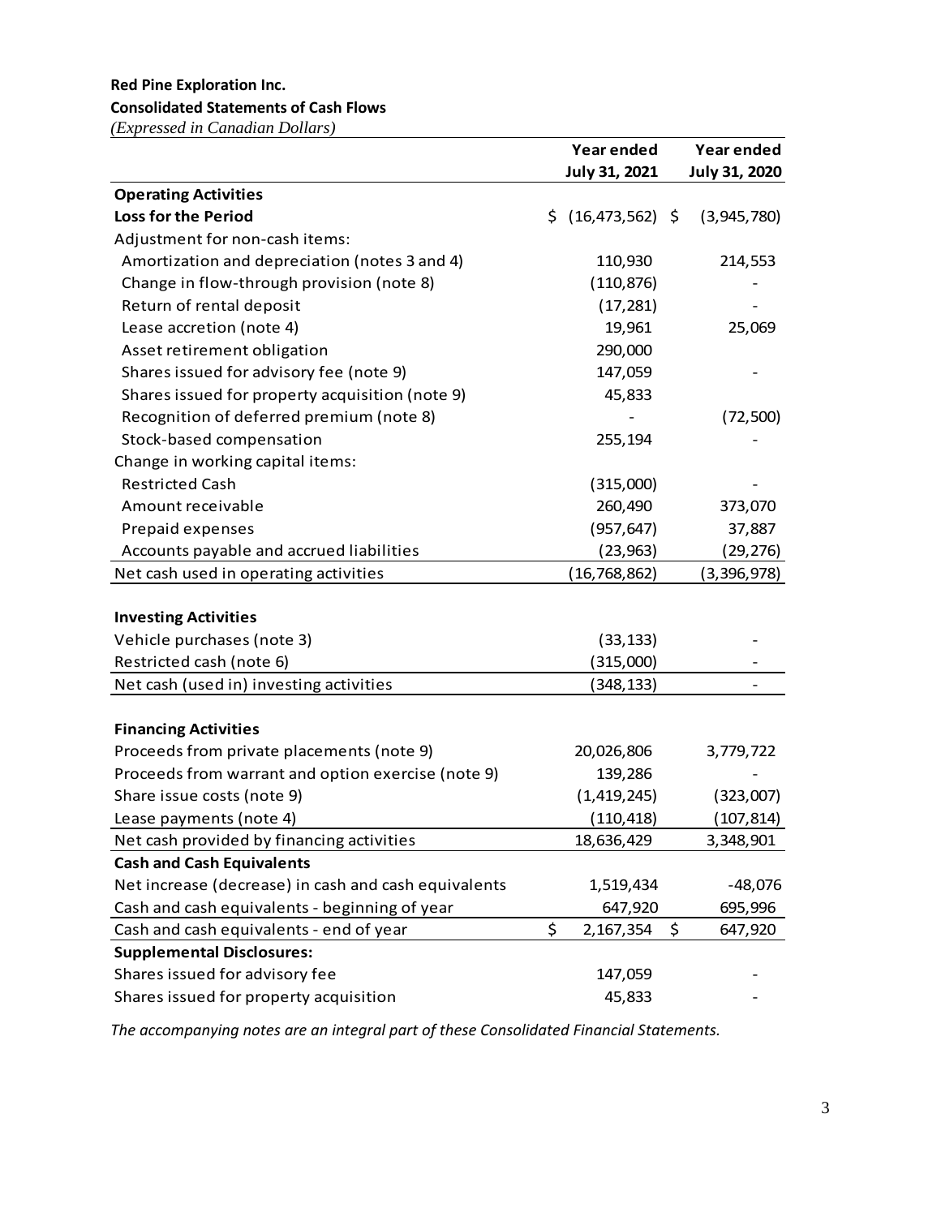**Red Pine Exploration Inc.**

**Consolidated Statements of Cash Flows**

*(Expressed in Canadian Dollars)*

| | Year ended July 31, 2021 | Year ended July 31, 2020 |
|---|---|---|
| **Operating Activities** | | |
| **Loss for the Period** | $ (16,473,562) | $ (3,945,780) |
| Adjustment for non-cash items: | | |
| Amortization and depreciation (notes 3 and 4) | 110,930 | 214,553 |
| Change in flow-through provision (note 8) | (110,876) | - |
| Return of rental deposit | (17,281) | - |
| Lease accretion (note 4) | 19,961 | 25,069 |
| Asset retirement obligation | 290,000 | |
| Shares issued for advisory fee (note 9) | 147,059 | - |
| Shares issued for property acquisition (note 9) | 45,833 | |
| Recognition of deferred premium (note 8) | - | (72,500) |
| Stock-based compensation | 255,194 | - |
| Change in working capital items: | | |
| Restricted Cash | (315,000) | - |
| Amount receivable | 260,490 | 373,070 |
| Prepaid expenses | (957,647) | 37,887 |
| Accounts payable and accrued liabilities | (23,963) | (29,276) |
| Net cash used in operating activities | (16,768,862) | (3,396,978) |
| **Investing Activities** | | |
| Vehicle purchases (note 3) | (33,133) | - |
| Restricted cash (note 6) | (315,000) | - |
| Net cash (used in) investing activities | (348,133) | - |
| **Financing Activities** | | |
| Proceeds from private placements (note 9) | 20,026,806 | 3,779,722 |
| Proceeds from warrant and option exercise (note 9) | 139,286 | - |
| Share issue costs (note 9) | (1,419,245) | (323,007) |
| Lease payments (note 4) | (110,418) | (107,814) |
| Net cash provided by financing activities | 18,636,429 | 3,348,901 |
| **Cash and Cash Equivalents** | | |
| Net increase (decrease) in cash and cash equivalents | 1,519,434 | -48,076 |
| Cash and cash equivalents - beginning of year | 647,920 | 695,996 |
| Cash and cash equivalents - end of year | $ 2,167,354 | $ 647,920 |
| **Supplemental Disclosures:** | | |
| Shares issued for advisory fee | 147,059 | - |
| Shares issued for property acquisition | 45,833 | - |

*The accompanying notes are an integral part of these Consolidated Financial Statements.*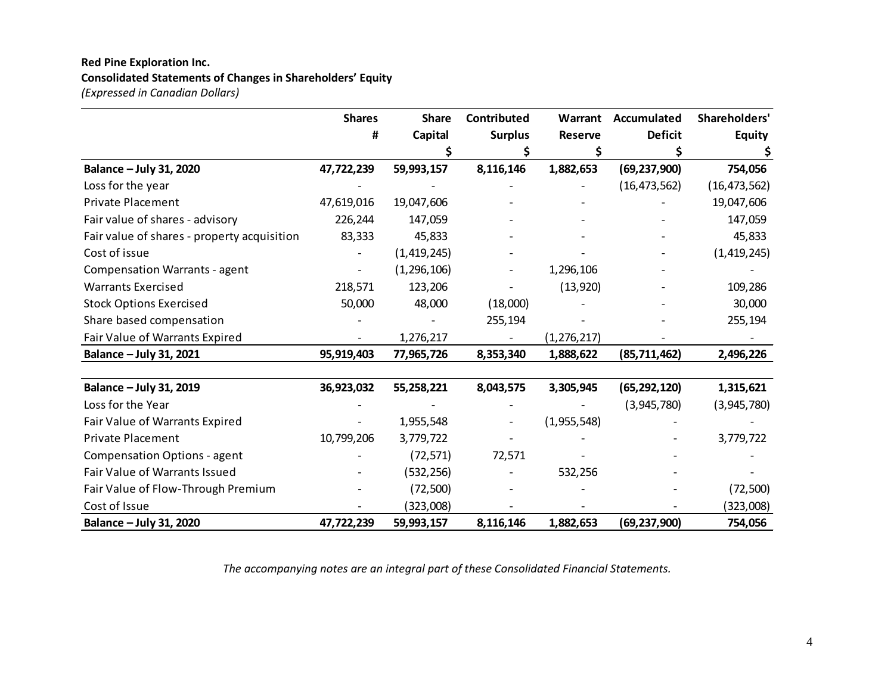**Red Pine Exploration Inc.**
**Consolidated Statements of Changes in Shareholders' Equity**
*(Expressed in Canadian Dollars)*

| | Shares # | Share Capital $ | Contributed Surplus $ | Warrant Reserve $ | Accumulated Deficit $ | Shareholders' Equity $ |
|---|---|---|---|---|---|---|
| **Balance – July 31, 2020** | **47,722,239** | **59,993,157** | **8,116,146** | **1,882,653** | **(69,237,900)** | **754,056** |
| Loss for the year | - | - | - | - | (16,473,562) | (16,473,562) |
| Private Placement | 47,619,016 | 19,047,606 | - | - | - | 19,047,606 |
| Fair value of shares - advisory | 226,244 | 147,059 | - | - | - | 147,059 |
| Fair value of shares - property acquisition | 83,333 | 45,833 | - | - | - | 45,833 |
| Cost of issue | - | (1,419,245) | - | - | - | (1,419,245) |
| Compensation Warrants - agent | - | (1,296,106) | - | 1,296,106 | - | - |
| Warrants Exercised | 218,571 | 123,206 | - | (13,920) | - | 109,286 |
| Stock Options Exercised | 50,000 | 48,000 | (18,000) | - | - | 30,000 |
| Share based compensation | - | - | 255,194 | - | - | 255,194 |
| Fair Value of Warrants Expired | - | 1,276,217 | - | (1,276,217) | - | - |
| **Balance – July 31, 2021** | **95,919,403** | **77,965,726** | **8,353,340** | **1,888,622** | **(85,711,462)** | **2,496,226** |
| | | | | | | |
| **Balance – July 31, 2019** | **36,923,032** | **55,258,221** | **8,043,575** | **3,305,945** | **(65,292,120)** | **1,315,621** |
| Loss for the Year | - | - | - | - | (3,945,780) | (3,945,780) |
| Fair Value of Warrants Expired | - | 1,955,548 | - | (1,955,548) | - | - |
| Private Placement | 10,799,206 | 3,779,722 | - | - | - | 3,779,722 |
| Compensation Options - agent | - | (72,571) | 72,571 | - | - | - |
| Fair Value of Warrants Issued | - | (532,256) | - | 532,256 | - | - |
| Fair Value of Flow-Through Premium | - | (72,500) | - | - | - | (72,500) |
| Cost of Issue | - | (323,008) | - | - | - | (323,008) |
| **Balance – July 31, 2020** | **47,722,239** | **59,993,157** | **8,116,146** | **1,882,653** | **(69,237,900)** | **754,056** |

*The accompanying notes are an integral part of these Consolidated Financial Statements.*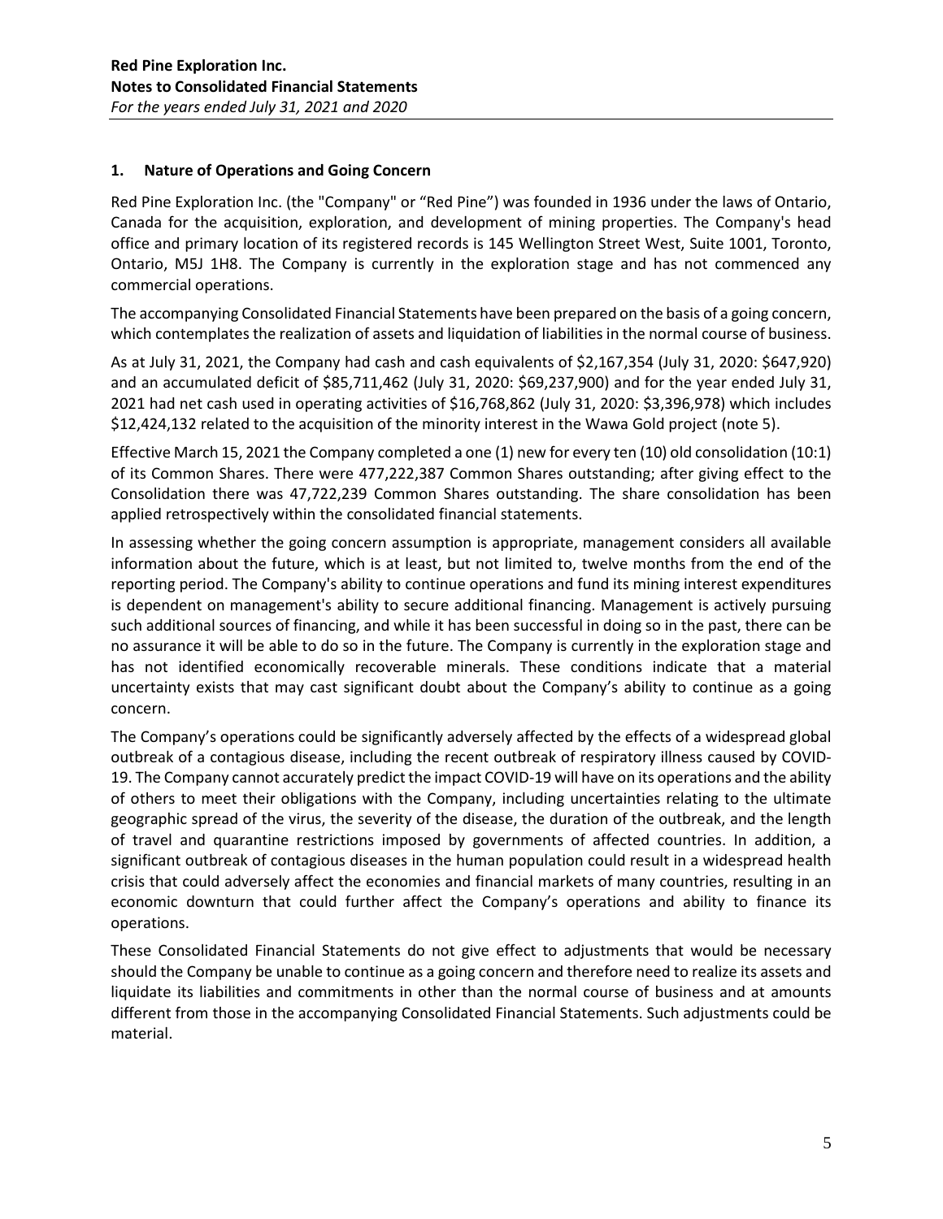## 1. Nature of Operations and Going Concern

Red Pine Exploration Inc. (the "Company" or "Red Pine") was founded in 1936 under the laws of Ontario, Canada for the acquisition, exploration, and development of mining properties. The Company's head office and primary location of its registered records is 145 Wellington Street West, Suite 1001, Toronto, Ontario, M5J 1H8. The Company is currently in the exploration stage and has not commenced any commercial operations.

The accompanying Consolidated Financial Statements have been prepared on the basis of a going concern, which contemplates the realization of assets and liquidation of liabilities in the normal course of business.

As at July 31, 2021, the Company had cash and cash equivalents of $2,167,354 (July 31, 2020: $647,920) and an accumulated deficit of $85,711,462 (July 31, 2020: $69,237,900) and for the year ended July 31, 2021 had net cash used in operating activities of $16,768,862 (July 31, 2020: $3,396,978) which includes $12,424,132 related to the acquisition of the minority interest in the Wawa Gold project (note 5).

Effective March 15, 2021 the Company completed a one (1) new for every ten (10) old consolidation (10:1) of its Common Shares. There were 477,222,387 Common Shares outstanding; after giving effect to the Consolidation there was 47,722,239 Common Shares outstanding. The share consolidation has been applied retrospectively within the consolidated financial statements.

In assessing whether the going concern assumption is appropriate, management considers all available information about the future, which is at least, but not limited to, twelve months from the end of the reporting period. The Company's ability to continue operations and fund its mining interest expenditures is dependent on management's ability to secure additional financing. Management is actively pursuing such additional sources of financing, and while it has been successful in doing so in the past, there can be no assurance it will be able to do so in the future. The Company is currently in the exploration stage and has not identified economically recoverable minerals. These conditions indicate that a material uncertainty exists that may cast significant doubt about the Company's ability to continue as a going concern.

The Company's operations could be significantly adversely affected by the effects of a widespread global outbreak of a contagious disease, including the recent outbreak of respiratory illness caused by COVID-19. The Company cannot accurately predict the impact COVID-19 will have on its operations and the ability of others to meet their obligations with the Company, including uncertainties relating to the ultimate geographic spread of the virus, the severity of the disease, the duration of the outbreak, and the length of travel and quarantine restrictions imposed by governments of affected countries. In addition, a significant outbreak of contagious diseases in the human population could result in a widespread health crisis that could adversely affect the economies and financial markets of many countries, resulting in an economic downturn that could further affect the Company's operations and ability to finance its operations.

These Consolidated Financial Statements do not give effect to adjustments that would be necessary should the Company be unable to continue as a going concern and therefore need to realize its assets and liquidate its liabilities and commitments in other than the normal course of business and at amounts different from those in the accompanying Consolidated Financial Statements. Such adjustments could be material.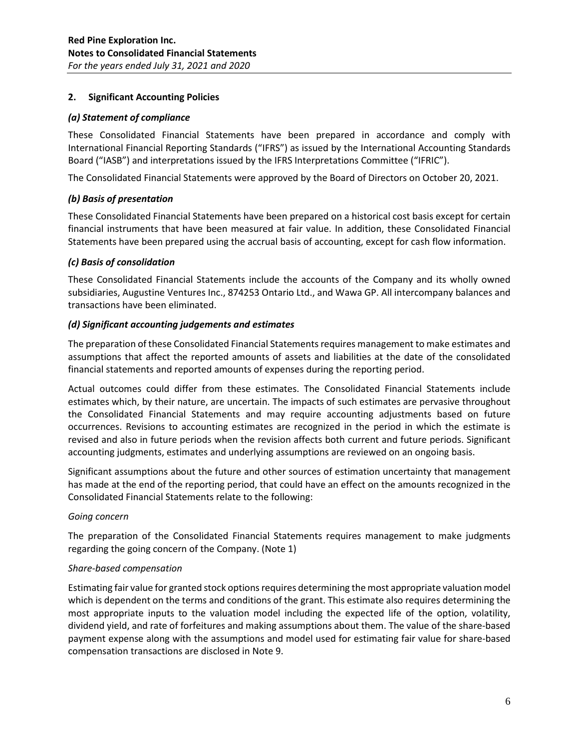## 2. Significant Accounting Policies

### *(a) Statement of compliance*

These Consolidated Financial Statements have been prepared in accordance and comply with International Financial Reporting Standards ("IFRS") as issued by the International Accounting Standards Board ("IASB") and interpretations issued by the IFRS Interpretations Committee ("IFRIC").

The Consolidated Financial Statements were approved by the Board of Directors on October 20, 2021.

### *(b) Basis of presentation*

These Consolidated Financial Statements have been prepared on a historical cost basis except for certain financial instruments that have been measured at fair value. In addition, these Consolidated Financial Statements have been prepared using the accrual basis of accounting, except for cash flow information.

### *(c) Basis of consolidation*

These Consolidated Financial Statements include the accounts of the Company and its wholly owned subsidiaries, Augustine Ventures Inc., 874253 Ontario Ltd., and Wawa GP. All intercompany balances and transactions have been eliminated.

### *(d) Significant accounting judgements and estimates*

The preparation of these Consolidated Financial Statements requires management to make estimates and assumptions that affect the reported amounts of assets and liabilities at the date of the consolidated financial statements and reported amounts of expenses during the reporting period.

Actual outcomes could differ from these estimates. The Consolidated Financial Statements include estimates which, by their nature, are uncertain. The impacts of such estimates are pervasive throughout the Consolidated Financial Statements and may require accounting adjustments based on future occurrences. Revisions to accounting estimates are recognized in the period in which the estimate is revised and also in future periods when the revision affects both current and future periods. Significant accounting judgments, estimates and underlying assumptions are reviewed on an ongoing basis.

Significant assumptions about the future and other sources of estimation uncertainty that management has made at the end of the reporting period, that could have an effect on the amounts recognized in the Consolidated Financial Statements relate to the following:

*Going concern*

The preparation of the Consolidated Financial Statements requires management to make judgments regarding the going concern of the Company. (Note 1)

*Share-based compensation*

Estimating fair value for granted stock options requires determining the most appropriate valuation model which is dependent on the terms and conditions of the grant. This estimate also requires determining the most appropriate inputs to the valuation model including the expected life of the option, volatility, dividend yield, and rate of forfeitures and making assumptions about them. The value of the share-based payment expense along with the assumptions and model used for estimating fair value for share-based compensation transactions are disclosed in Note 9.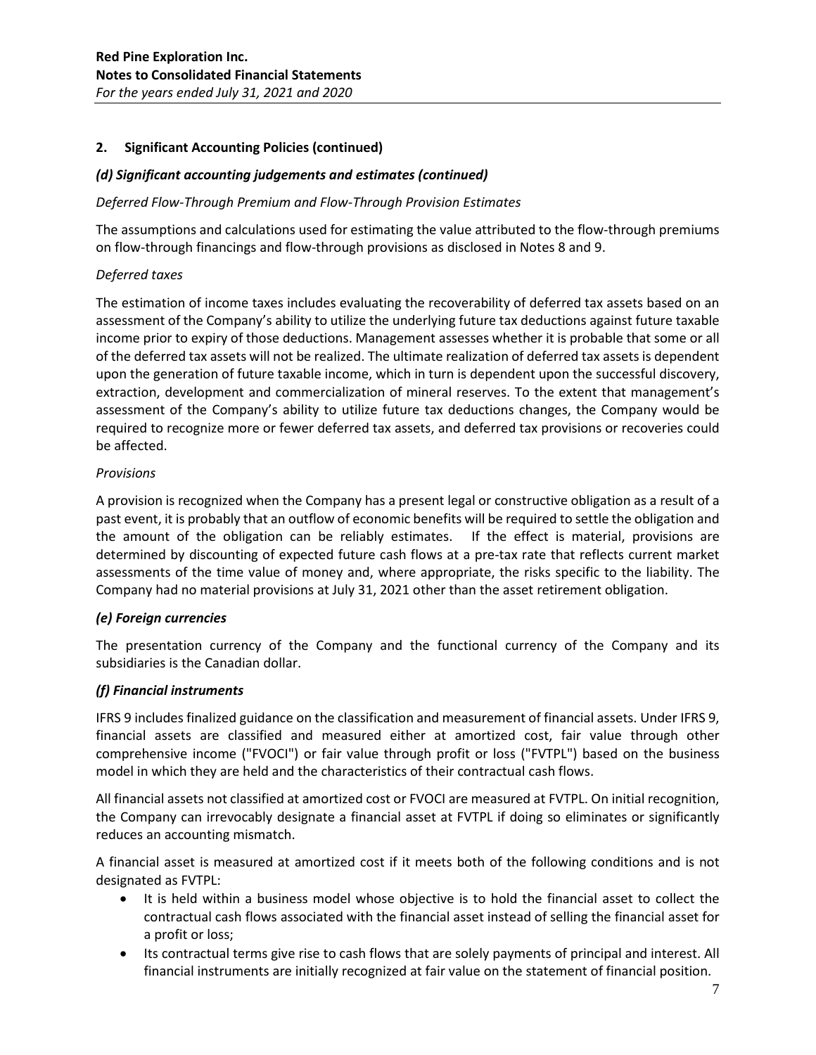## 2. Significant Accounting Policies (continued)

### *(d) Significant accounting judgements and estimates (continued)*

*Deferred Flow-Through Premium and Flow-Through Provision Estimates*

The assumptions and calculations used for estimating the value attributed to the flow-through premiums on flow-through financings and flow-through provisions as disclosed in Notes 8 and 9.

*Deferred taxes*

The estimation of income taxes includes evaluating the recoverability of deferred tax assets based on an assessment of the Company's ability to utilize the underlying future tax deductions against future taxable income prior to expiry of those deductions. Management assesses whether it is probable that some or all of the deferred tax assets will not be realized. The ultimate realization of deferred tax assets is dependent upon the generation of future taxable income, which in turn is dependent upon the successful discovery, extraction, development and commercialization of mineral reserves. To the extent that management's assessment of the Company's ability to utilize future tax deductions changes, the Company would be required to recognize more or fewer deferred tax assets, and deferred tax provisions or recoveries could be affected.

*Provisions*

A provision is recognized when the Company has a present legal or constructive obligation as a result of a past event, it is probably that an outflow of economic benefits will be required to settle the obligation and the amount of the obligation can be reliably estimates. If the effect is material, provisions are determined by discounting of expected future cash flows at a pre-tax rate that reflects current market assessments of the time value of money and, where appropriate, the risks specific to the liability. The Company had no material provisions at July 31, 2021 other than the asset retirement obligation.

### *(e) Foreign currencies*

The presentation currency of the Company and the functional currency of the Company and its subsidiaries is the Canadian dollar.

### *(f) Financial instruments*

IFRS 9 includes finalized guidance on the classification and measurement of financial assets. Under IFRS 9, financial assets are classified and measured either at amortized cost, fair value through other comprehensive income ("FVOCI") or fair value through profit or loss ("FVTPL") based on the business model in which they are held and the characteristics of their contractual cash flows.

All financial assets not classified at amortized cost or FVOCI are measured at FVTPL. On initial recognition, the Company can irrevocably designate a financial asset at FVTPL if doing so eliminates or significantly reduces an accounting mismatch.

A financial asset is measured at amortized cost if it meets both of the following conditions and is not designated as FVTPL:

- It is held within a business model whose objective is to hold the financial asset to collect the contractual cash flows associated with the financial asset instead of selling the financial asset for a profit or loss;
- Its contractual terms give rise to cash flows that are solely payments of principal and interest. All financial instruments are initially recognized at fair value on the statement of financial position.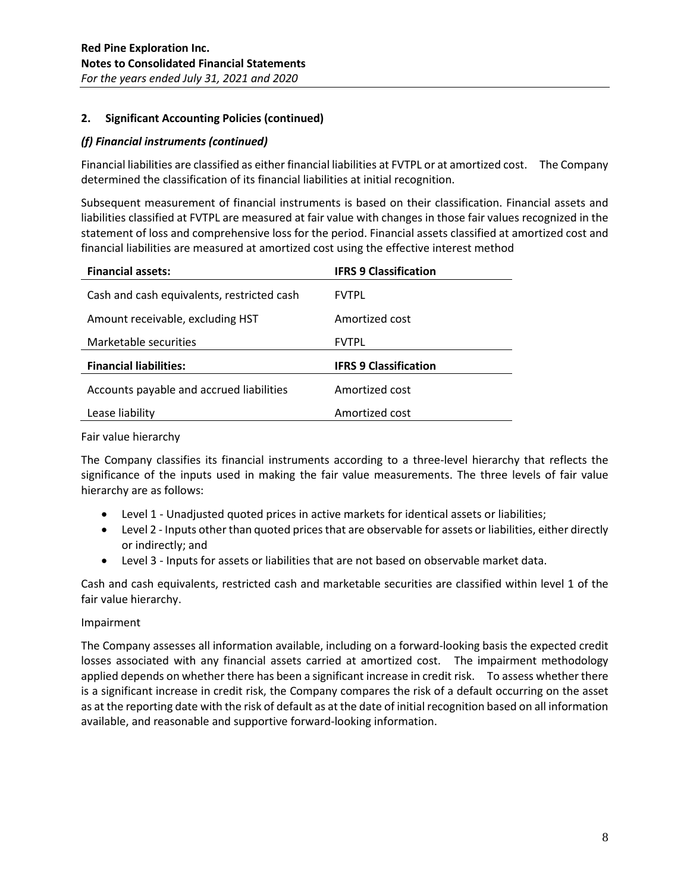## 2. Significant Accounting Policies (continued)

### *(f) Financial instruments (continued)*

Financial liabilities are classified as either financial liabilities at FVTPL or at amortized cost. The Company determined the classification of its financial liabilities at initial recognition.

Subsequent measurement of financial instruments is based on their classification. Financial assets and liabilities classified at FVTPL are measured at fair value with changes in those fair values recognized in the statement of loss and comprehensive loss for the period. Financial assets classified at amortized cost and financial liabilities are measured at amortized cost using the effective interest method

| **Financial assets:** | **IFRS 9 Classification** |
|---|---|
| Cash and cash equivalents, restricted cash | FVTPL |
| Amount receivable, excluding HST | Amortized cost |
| Marketable securities | FVTPL |
| **Financial liabilities:** | **IFRS 9 Classification** |
| Accounts payable and accrued liabilities | Amortized cost |
| Lease liability | Amortized cost |

Fair value hierarchy

The Company classifies its financial instruments according to a three-level hierarchy that reflects the significance of the inputs used in making the fair value measurements. The three levels of fair value hierarchy are as follows:

- Level 1 - Unadjusted quoted prices in active markets for identical assets or liabilities;
- Level 2 - Inputs other than quoted prices that are observable for assets or liabilities, either directly or indirectly; and
- Level 3 - Inputs for assets or liabilities that are not based on observable market data.

Cash and cash equivalents, restricted cash and marketable securities are classified within level 1 of the fair value hierarchy.

Impairment

The Company assesses all information available, including on a forward-looking basis the expected credit losses associated with any financial assets carried at amortized cost. The impairment methodology applied depends on whether there has been a significant increase in credit risk. To assess whether there is a significant increase in credit risk, the Company compares the risk of a default occurring on the asset as at the reporting date with the risk of default as at the date of initial recognition based on all information available, and reasonable and supportive forward-looking information.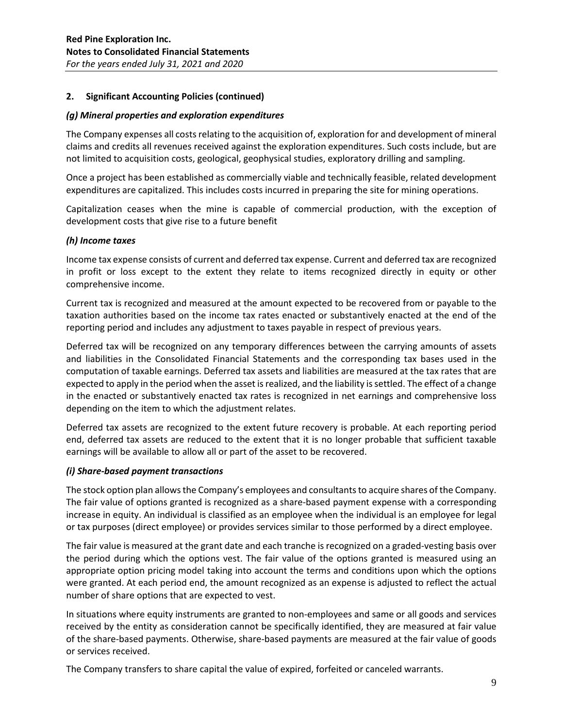## 2. Significant Accounting Policies (continued)

### *(g) Mineral properties and exploration expenditures*

The Company expenses all costs relating to the acquisition of, exploration for and development of mineral claims and credits all revenues received against the exploration expenditures. Such costs include, but are not limited to acquisition costs, geological, geophysical studies, exploratory drilling and sampling.

Once a project has been established as commercially viable and technically feasible, related development expenditures are capitalized. This includes costs incurred in preparing the site for mining operations.

Capitalization ceases when the mine is capable of commercial production, with the exception of development costs that give rise to a future benefit

### *(h) Income taxes*

Income tax expense consists of current and deferred tax expense. Current and deferred tax are recognized in profit or loss except to the extent they relate to items recognized directly in equity or other comprehensive income.

Current tax is recognized and measured at the amount expected to be recovered from or payable to the taxation authorities based on the income tax rates enacted or substantively enacted at the end of the reporting period and includes any adjustment to taxes payable in respect of previous years.

Deferred tax will be recognized on any temporary differences between the carrying amounts of assets and liabilities in the Consolidated Financial Statements and the corresponding tax bases used in the computation of taxable earnings. Deferred tax assets and liabilities are measured at the tax rates that are expected to apply in the period when the asset is realized, and the liability is settled. The effect of a change in the enacted or substantively enacted tax rates is recognized in net earnings and comprehensive loss depending on the item to which the adjustment relates.

Deferred tax assets are recognized to the extent future recovery is probable. At each reporting period end, deferred tax assets are reduced to the extent that it is no longer probable that sufficient taxable earnings will be available to allow all or part of the asset to be recovered.

### *(i) Share-based payment transactions*

The stock option plan allows the Company's employees and consultants to acquire shares of the Company. The fair value of options granted is recognized as a share-based payment expense with a corresponding increase in equity. An individual is classified as an employee when the individual is an employee for legal or tax purposes (direct employee) or provides services similar to those performed by a direct employee.

The fair value is measured at the grant date and each tranche is recognized on a graded-vesting basis over the period during which the options vest. The fair value of the options granted is measured using an appropriate option pricing model taking into account the terms and conditions upon which the options were granted. At each period end, the amount recognized as an expense is adjusted to reflect the actual number of share options that are expected to vest.

In situations where equity instruments are granted to non-employees and same or all goods and services received by the entity as consideration cannot be specifically identified, they are measured at fair value of the share-based payments. Otherwise, share-based payments are measured at the fair value of goods or services received.

The Company transfers to share capital the value of expired, forfeited or canceled warrants.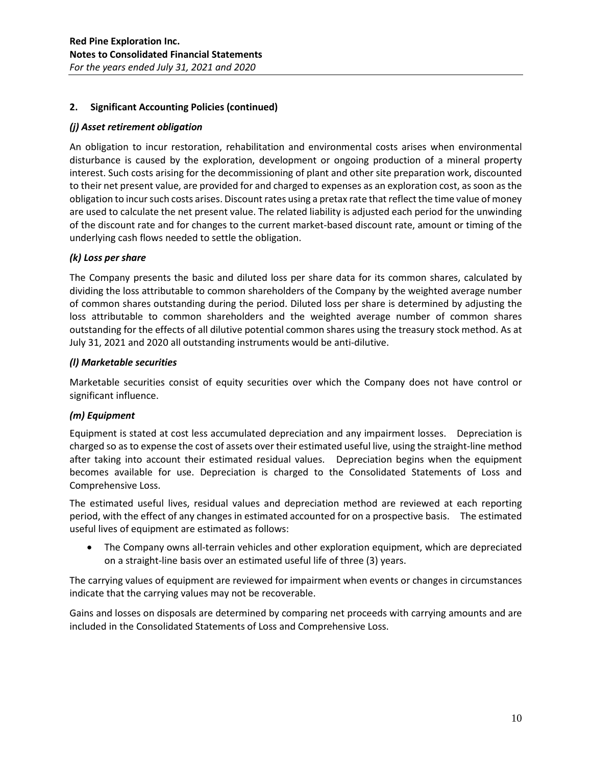## 2. Significant Accounting Policies (continued)

### *(j) Asset retirement obligation*

An obligation to incur restoration, rehabilitation and environmental costs arises when environmental disturbance is caused by the exploration, development or ongoing production of a mineral property interest. Such costs arising for the decommissioning of plant and other site preparation work, discounted to their net present value, are provided for and charged to expenses as an exploration cost, as soon as the obligation to incur such costs arises. Discount rates using a pretax rate that reflect the time value of money are used to calculate the net present value. The related liability is adjusted each period for the unwinding of the discount rate and for changes to the current market-based discount rate, amount or timing of the underlying cash flows needed to settle the obligation.

### *(k) Loss per share*

The Company presents the basic and diluted loss per share data for its common shares, calculated by dividing the loss attributable to common shareholders of the Company by the weighted average number of common shares outstanding during the period. Diluted loss per share is determined by adjusting the loss attributable to common shareholders and the weighted average number of common shares outstanding for the effects of all dilutive potential common shares using the treasury stock method. As at July 31, 2021 and 2020 all outstanding instruments would be anti-dilutive.

### *(l) Marketable securities*

Marketable securities consist of equity securities over which the Company does not have control or significant influence.

### *(m) Equipment*

Equipment is stated at cost less accumulated depreciation and any impairment losses. Depreciation is charged so as to expense the cost of assets over their estimated useful live, using the straight-line method after taking into account their estimated residual values. Depreciation begins when the equipment becomes available for use. Depreciation is charged to the Consolidated Statements of Loss and Comprehensive Loss.

The estimated useful lives, residual values and depreciation method are reviewed at each reporting period, with the effect of any changes in estimated accounted for on a prospective basis. The estimated useful lives of equipment are estimated as follows:

- The Company owns all-terrain vehicles and other exploration equipment, which are depreciated on a straight-line basis over an estimated useful life of three (3) years.

The carrying values of equipment are reviewed for impairment when events or changes in circumstances indicate that the carrying values may not be recoverable.

Gains and losses on disposals are determined by comparing net proceeds with carrying amounts and are included in the Consolidated Statements of Loss and Comprehensive Loss.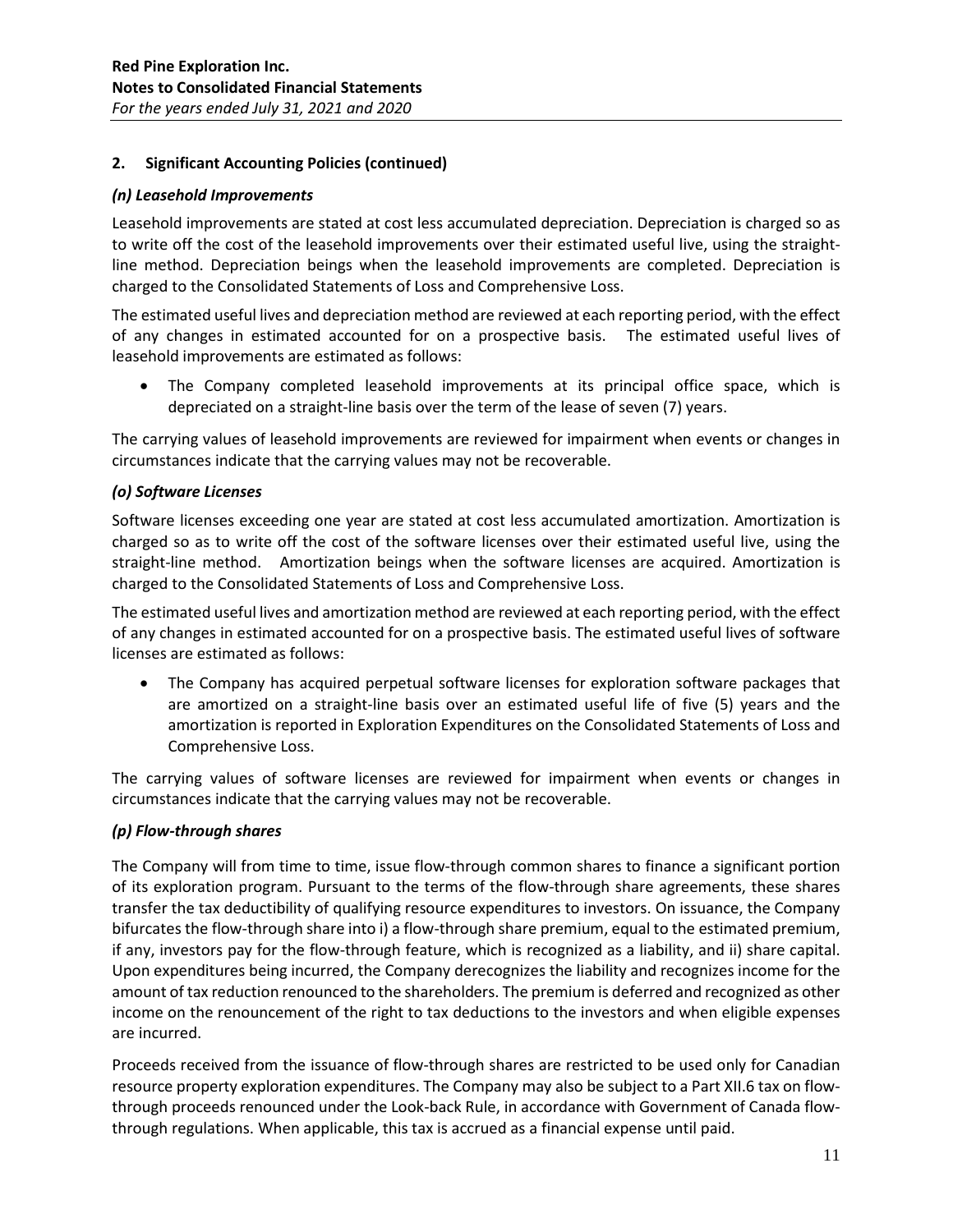## 2. Significant Accounting Policies (continued)

### *(n) Leasehold Improvements*

Leasehold improvements are stated at cost less accumulated depreciation. Depreciation is charged so as to write off the cost of the leasehold improvements over their estimated useful live, using the straight-line method. Depreciation beings when the leasehold improvements are completed. Depreciation is charged to the Consolidated Statements of Loss and Comprehensive Loss.

The estimated useful lives and depreciation method are reviewed at each reporting period, with the effect of any changes in estimated accounted for on a prospective basis. The estimated useful lives of leasehold improvements are estimated as follows:

- The Company completed leasehold improvements at its principal office space, which is depreciated on a straight-line basis over the term of the lease of seven (7) years.

The carrying values of leasehold improvements are reviewed for impairment when events or changes in circumstances indicate that the carrying values may not be recoverable.

### *(o) Software Licenses*

Software licenses exceeding one year are stated at cost less accumulated amortization. Amortization is charged so as to write off the cost of the software licenses over their estimated useful live, using the straight-line method. Amortization beings when the software licenses are acquired. Amortization is charged to the Consolidated Statements of Loss and Comprehensive Loss.

The estimated useful lives and amortization method are reviewed at each reporting period, with the effect of any changes in estimated accounted for on a prospective basis. The estimated useful lives of software licenses are estimated as follows:

- The Company has acquired perpetual software licenses for exploration software packages that are amortized on a straight-line basis over an estimated useful life of five (5) years and the amortization is reported in Exploration Expenditures on the Consolidated Statements of Loss and Comprehensive Loss.

The carrying values of software licenses are reviewed for impairment when events or changes in circumstances indicate that the carrying values may not be recoverable.

### *(p) Flow-through shares*

The Company will from time to time, issue flow-through common shares to finance a significant portion of its exploration program. Pursuant to the terms of the flow-through share agreements, these shares transfer the tax deductibility of qualifying resource expenditures to investors. On issuance, the Company bifurcates the flow-through share into i) a flow-through share premium, equal to the estimated premium, if any, investors pay for the flow-through feature, which is recognized as a liability, and ii) share capital. Upon expenditures being incurred, the Company derecognizes the liability and recognizes income for the amount of tax reduction renounced to the shareholders. The premium is deferred and recognized as other income on the renouncement of the right to tax deductions to the investors and when eligible expenses are incurred.

Proceeds received from the issuance of flow-through shares are restricted to be used only for Canadian resource property exploration expenditures. The Company may also be subject to a Part XII.6 tax on flow-through proceeds renounced under the Look-back Rule, in accordance with Government of Canada flow-through regulations. When applicable, this tax is accrued as a financial expense until paid.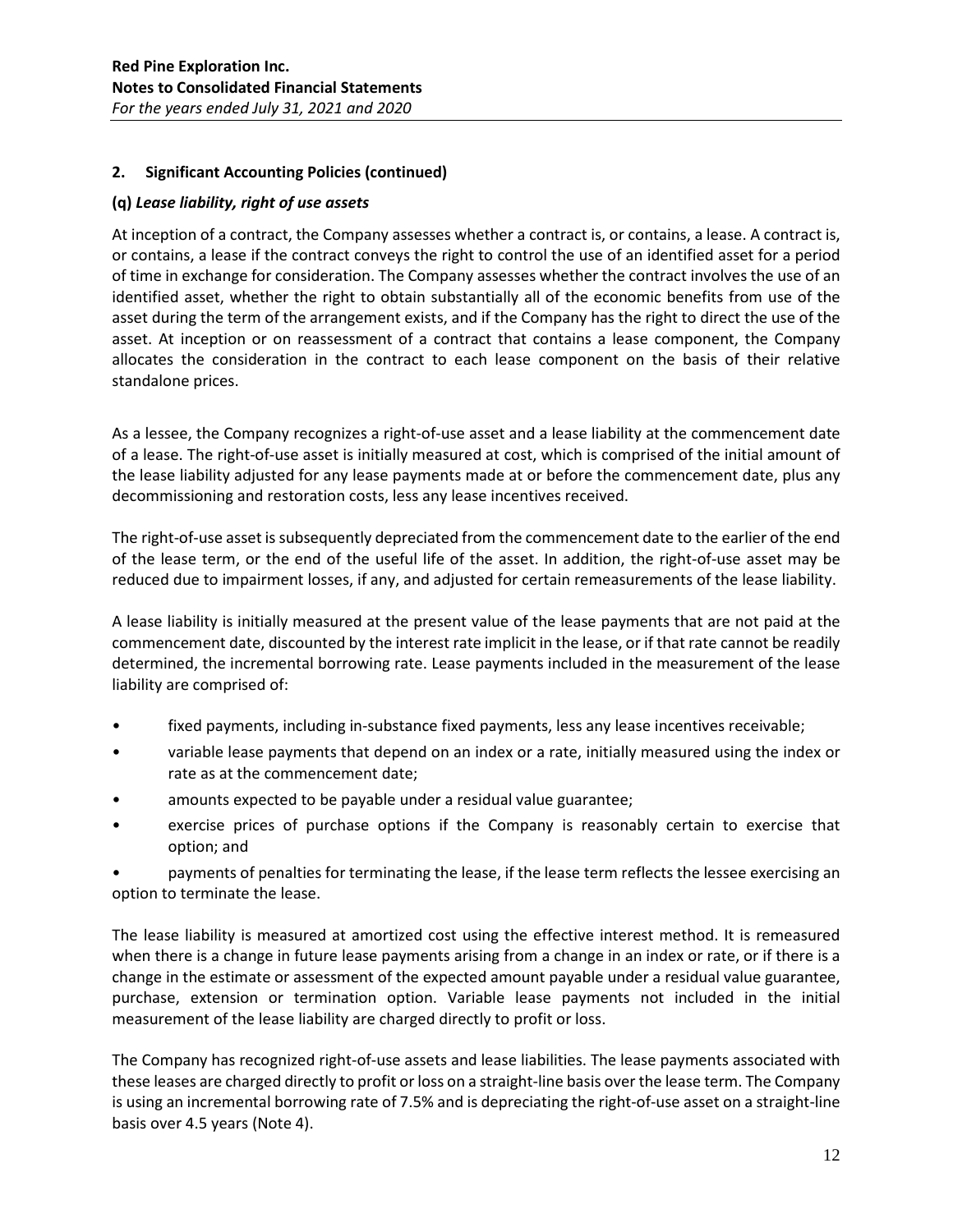## 2. Significant Accounting Policies (continued)

### (q) *Lease liability, right of use assets*

At inception of a contract, the Company assesses whether a contract is, or contains, a lease. A contract is, or contains, a lease if the contract conveys the right to control the use of an identified asset for a period of time in exchange for consideration. The Company assesses whether the contract involves the use of an identified asset, whether the right to obtain substantially all of the economic benefits from use of the asset during the term of the arrangement exists, and if the Company has the right to direct the use of the asset. At inception or on reassessment of a contract that contains a lease component, the Company allocates the consideration in the contract to each lease component on the basis of their relative standalone prices.

As a lessee, the Company recognizes a right-of-use asset and a lease liability at the commencement date of a lease. The right-of-use asset is initially measured at cost, which is comprised of the initial amount of the lease liability adjusted for any lease payments made at or before the commencement date, plus any decommissioning and restoration costs, less any lease incentives received.

The right-of-use asset is subsequently depreciated from the commencement date to the earlier of the end of the lease term, or the end of the useful life of the asset. In addition, the right-of-use asset may be reduced due to impairment losses, if any, and adjusted for certain remeasurements of the lease liability.

A lease liability is initially measured at the present value of the lease payments that are not paid at the commencement date, discounted by the interest rate implicit in the lease, or if that rate cannot be readily determined, the incremental borrowing rate. Lease payments included in the measurement of the lease liability are comprised of:

- fixed payments, including in-substance fixed payments, less any lease incentives receivable;
- variable lease payments that depend on an index or a rate, initially measured using the index or rate as at the commencement date;
- amounts expected to be payable under a residual value guarantee;
- exercise prices of purchase options if the Company is reasonably certain to exercise that option; and
- payments of penalties for terminating the lease, if the lease term reflects the lessee exercising an option to terminate the lease.

The lease liability is measured at amortized cost using the effective interest method. It is remeasured when there is a change in future lease payments arising from a change in an index or rate, or if there is a change in the estimate or assessment of the expected amount payable under a residual value guarantee, purchase, extension or termination option. Variable lease payments not included in the initial measurement of the lease liability are charged directly to profit or loss.

The Company has recognized right-of-use assets and lease liabilities. The lease payments associated with these leases are charged directly to profit or loss on a straight-line basis over the lease term. The Company is using an incremental borrowing rate of 7.5% and is depreciating the right-of-use asset on a straight-line basis over 4.5 years (Note 4).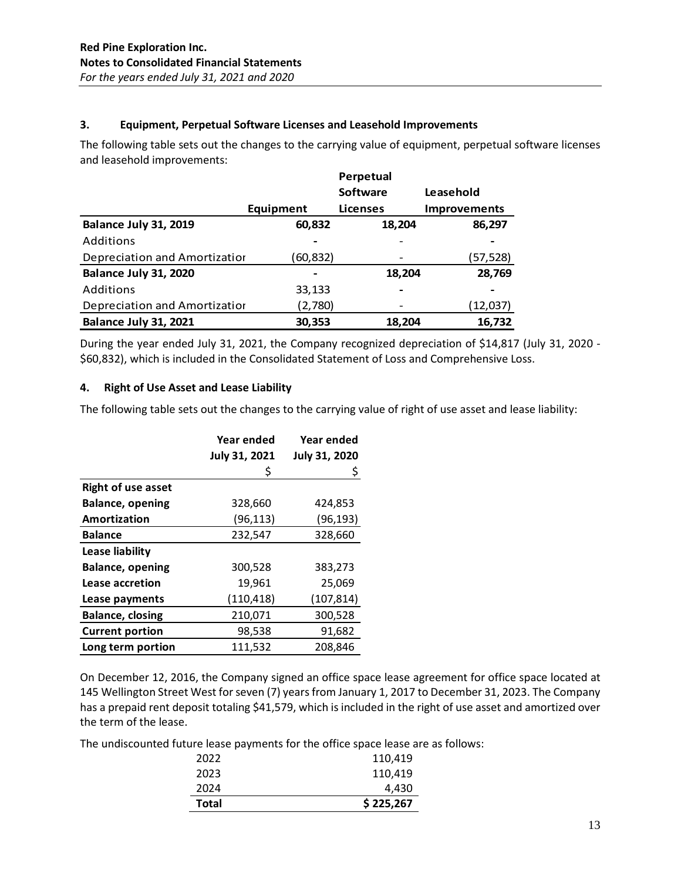## 3. Equipment, Perpetual Software Licenses and Leasehold Improvements

The following table sets out the changes to the carrying value of equipment, perpetual software licenses and leasehold improvements:

| | Equipment | Perpetual Software Licenses | Leasehold Improvements |
|---|---|---|---|
| **Balance July 31, 2019** | **60,832** | **18,204** | **86,297** |
| Additions | - | - | - |
| Depreciation and Amortizatior | (60,832) | - | (57,528) |
| **Balance July 31, 2020** | **-** | **18,204** | **28,769** |
| Additions | 33,133 | - | - |
| Depreciation and Amortizatior | (2,780) | - | (12,037) |
| **Balance July 31, 2021** | **30,353** | **18,204** | **16,732** |

During the year ended July 31, 2021, the Company recognized depreciation of $14,817 (July 31, 2020 - $60,832), which is included in the Consolidated Statement of Loss and Comprehensive Loss.

## 4. Right of Use Asset and Lease Liability

The following table sets out the changes to the carrying value of right of use asset and lease liability:

| | Year ended July 31, 2021 | Year ended July 31, 2020 |
|---|---|---|
| | $ | $ |
| **Right of use asset** | | |
| **Balance, opening** | 328,660 | 424,853 |
| **Amortization** | (96,113) | (96,193) |
| **Balance** | 232,547 | 328,660 |
| **Lease liability** | | |
| **Balance, opening** | 300,528 | 383,273 |
| **Lease accretion** | 19,961 | 25,069 |
| **Lease payments** | (110,418) | (107,814) |
| **Balance, closing** | 210,071 | 300,528 |
| **Current portion** | 98,538 | 91,682 |
| **Long term portion** | 111,532 | 208,846 |

On December 12, 2016, the Company signed an office space lease agreement for office space located at 145 Wellington Street West for seven (7) years from January 1, 2017 to December 31, 2023. The Company has a prepaid rent deposit totaling $41,579, which is included in the right of use asset and amortized over the term of the lease.

The undiscounted future lease payments for the office space lease are as follows:

| | |
|---|---|
| 2022 | 110,419 |
| 2023 | 110,419 |
| 2024 | 4,430 |
| **Total** | **$ 225,267** |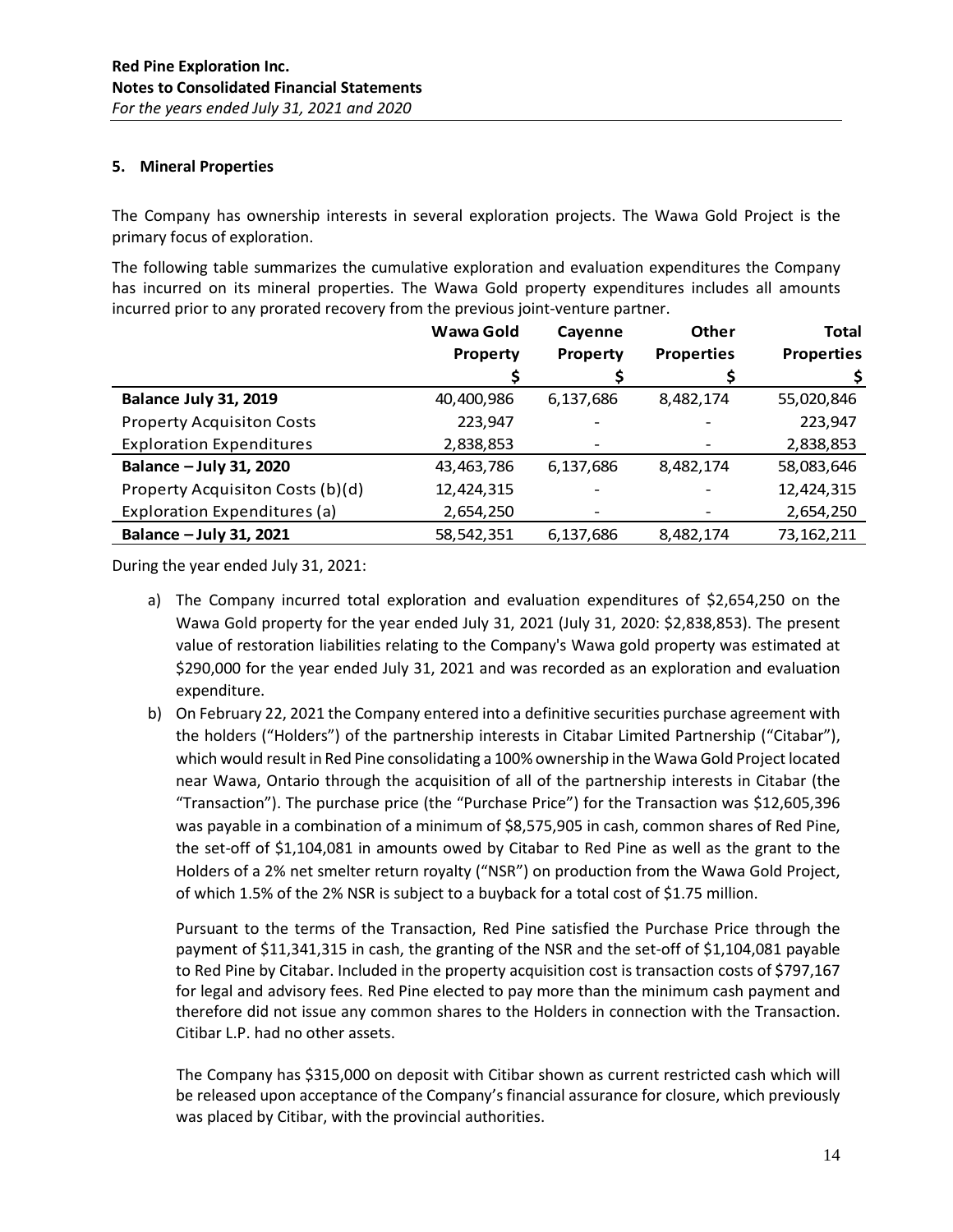### 5. Mineral Properties

The Company has ownership interests in several exploration projects. The Wawa Gold Project is the primary focus of exploration.

The following table summarizes the cumulative exploration and evaluation expenditures the Company has incurred on its mineral properties. The Wawa Gold property expenditures includes all amounts incurred prior to any prorated recovery from the previous joint-venture partner.

| | Wawa Gold Property | Cayenne Property | Other Properties | Total Properties |
|---|---|---|---|---|
| | $ | $ | $ | $ |
| **Balance July 31, 2019** | 40,400,986 | 6,137,686 | 8,482,174 | 55,020,846 |
| Property Acquisiton Costs | 223,947 | - | - | 223,947 |
| Exploration Expenditures | 2,838,853 | - | - | 2,838,853 |
| **Balance – July 31, 2020** | 43,463,786 | 6,137,686 | 8,482,174 | 58,083,646 |
| Property Acquisiton Costs (b)(d) | 12,424,315 | - | - | 12,424,315 |
| Exploration Expenditures (a) | 2,654,250 | - | - | 2,654,250 |
| **Balance – July 31, 2021** | 58,542,351 | 6,137,686 | 8,482,174 | 73,162,211 |

During the year ended July 31, 2021:

a) The Company incurred total exploration and evaluation expenditures of $2,654,250 on the Wawa Gold property for the year ended July 31, 2021 (July 31, 2020: $2,838,853). The present value of restoration liabilities relating to the Company's Wawa gold property was estimated at $290,000 for the year ended July 31, 2021 and was recorded as an exploration and evaluation expenditure.

b) On February 22, 2021 the Company entered into a definitive securities purchase agreement with the holders ("Holders") of the partnership interests in Citabar Limited Partnership ("Citabar"), which would result in Red Pine consolidating a 100% ownership in the Wawa Gold Project located near Wawa, Ontario through the acquisition of all of the partnership interests in Citabar (the "Transaction"). The purchase price (the "Purchase Price") for the Transaction was $12,605,396 was payable in a combination of a minimum of $8,575,905 in cash, common shares of Red Pine, the set-off of $1,104,081 in amounts owed by Citabar to Red Pine as well as the grant to the Holders of a 2% net smelter return royalty ("NSR") on production from the Wawa Gold Project, of which 1.5% of the 2% NSR is subject to a buyback for a total cost of $1.75 million.

   Pursuant to the terms of the Transaction, Red Pine satisfied the Purchase Price through the payment of $11,341,315 in cash, the granting of the NSR and the set-off of $1,104,081 payable to Red Pine by Citabar. Included in the property acquisition cost is transaction costs of $797,167 for legal and advisory fees. Red Pine elected to pay more than the minimum cash payment and therefore did not issue any common shares to the Holders in connection with the Transaction. Citibar L.P. had no other assets.

   The Company has $315,000 on deposit with Citibar shown as current restricted cash which will be released upon acceptance of the Company's financial assurance for closure, which previously was placed by Citibar, with the provincial authorities.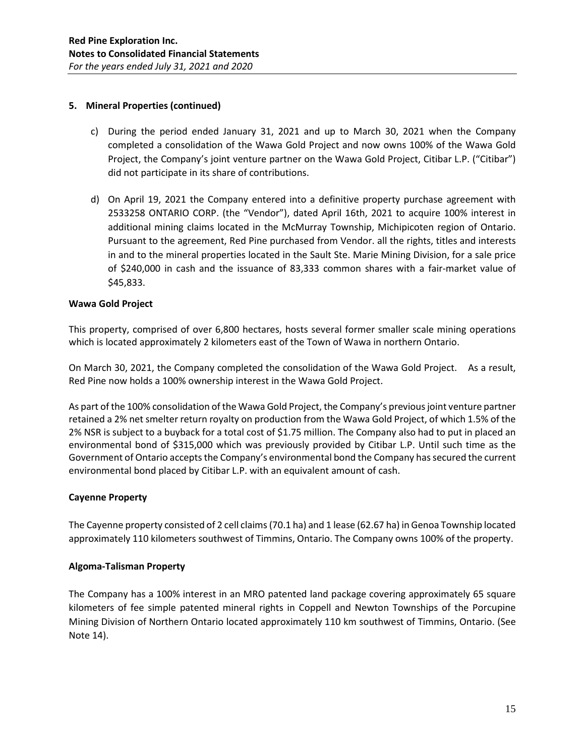## 5. Mineral Properties (continued)

c) During the period ended January 31, 2021 and up to March 30, 2021 when the Company completed a consolidation of the Wawa Gold Project and now owns 100% of the Wawa Gold Project, the Company's joint venture partner on the Wawa Gold Project, Citibar L.P. ("Citibar") did not participate in its share of contributions.

d) On April 19, 2021 the Company entered into a definitive property purchase agreement with 2533258 ONTARIO CORP. (the "Vendor"), dated April 16th, 2021 to acquire 100% interest in additional mining claims located in the McMurray Township, Michipicoten region of Ontario. Pursuant to the agreement, Red Pine purchased from Vendor. all the rights, titles and interests in and to the mineral properties located in the Sault Ste. Marie Mining Division, for a sale price of $240,000 in cash and the issuance of 83,333 common shares with a fair-market value of $45,833.

**Wawa Gold Project**

This property, comprised of over 6,800 hectares, hosts several former smaller scale mining operations which is located approximately 2 kilometers east of the Town of Wawa in northern Ontario.

On March 30, 2021, the Company completed the consolidation of the Wawa Gold Project. As a result, Red Pine now holds a 100% ownership interest in the Wawa Gold Project.

As part of the 100% consolidation of the Wawa Gold Project, the Company's previous joint venture partner retained a 2% net smelter return royalty on production from the Wawa Gold Project, of which 1.5% of the 2% NSR is subject to a buyback for a total cost of $1.75 million. The Company also had to put in placed an environmental bond of $315,000 which was previously provided by Citibar L.P. Until such time as the Government of Ontario accepts the Company's environmental bond the Company has secured the current environmental bond placed by Citibar L.P. with an equivalent amount of cash.

**Cayenne Property**

The Cayenne property consisted of 2 cell claims (70.1 ha) and 1 lease (62.67 ha) in Genoa Township located approximately 110 kilometers southwest of Timmins, Ontario. The Company owns 100% of the property.

**Algoma-Talisman Property**

The Company has a 100% interest in an MRO patented land package covering approximately 65 square kilometers of fee simple patented mineral rights in Coppell and Newton Townships of the Porcupine Mining Division of Northern Ontario located approximately 110 km southwest of Timmins, Ontario. (See Note 14).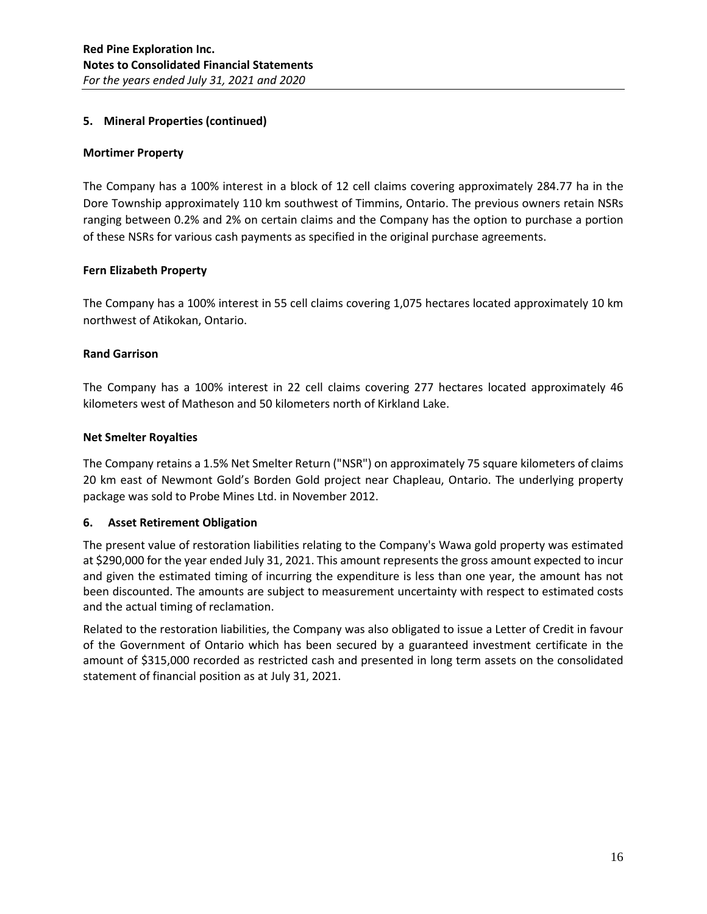## 5. Mineral Properties (continued)

### Mortimer Property

The Company has a 100% interest in a block of 12 cell claims covering approximately 284.77 ha in the Dore Township approximately 110 km southwest of Timmins, Ontario. The previous owners retain NSRs ranging between 0.2% and 2% on certain claims and the Company has the option to purchase a portion of these NSRs for various cash payments as specified in the original purchase agreements.

### Fern Elizabeth Property

The Company has a 100% interest in 55 cell claims covering 1,075 hectares located approximately 10 km northwest of Atikokan, Ontario.

### Rand Garrison

The Company has a 100% interest in 22 cell claims covering 277 hectares located approximately 46 kilometers west of Matheson and 50 kilometers north of Kirkland Lake.

### Net Smelter Royalties

The Company retains a 1.5% Net Smelter Return ("NSR") on approximately 75 square kilometers of claims 20 km east of Newmont Gold's Borden Gold project near Chapleau, Ontario. The underlying property package was sold to Probe Mines Ltd. in November 2012.

## 6. Asset Retirement Obligation

The present value of restoration liabilities relating to the Company's Wawa gold property was estimated at $290,000 for the year ended July 31, 2021. This amount represents the gross amount expected to incur and given the estimated timing of incurring the expenditure is less than one year, the amount has not been discounted. The amounts are subject to measurement uncertainty with respect to estimated costs and the actual timing of reclamation.

Related to the restoration liabilities, the Company was also obligated to issue a Letter of Credit in favour of the Government of Ontario which has been secured by a guaranteed investment certificate in the amount of $315,000 recorded as restricted cash and presented in long term assets on the consolidated statement of financial position as at July 31, 2021.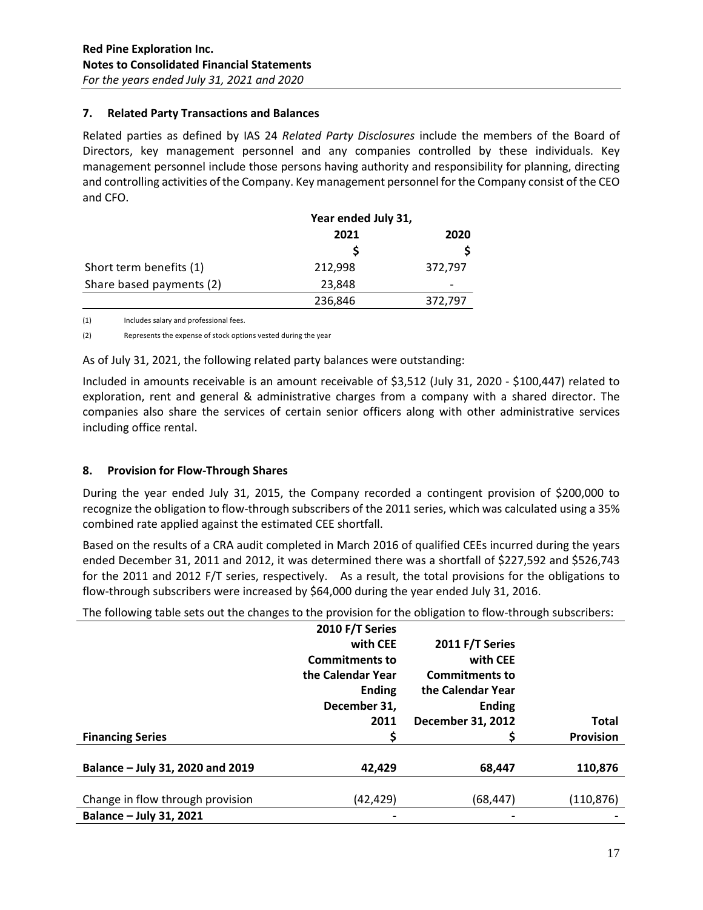**Red Pine Exploration Inc.**
**Notes to Consolidated Financial Statements**
*For the years ended July 31, 2021 and 2020*

## 7. Related Party Transactions and Balances

Related parties as defined by IAS 24 *Related Party Disclosures* include the members of the Board of Directors, key management personnel and any companies controlled by these individuals. Key management personnel include those persons having authority and responsibility for planning, directing and controlling activities of the Company. Key management personnel for the Company consist of the CEO and CFO.

| | Year ended July 31, | |
|---|---|---|
| | 2021 | 2020 |
| | $ | $ |
| Short term benefits (1) | 212,998 | 372,797 |
| Share based payments (2) | 23,848 | - |
| | 236,846 | 372,797 |

(1) Includes salary and professional fees.

(2) Represents the expense of stock options vested during the year

As of July 31, 2021, the following related party balances were outstanding:

Included in amounts receivable is an amount receivable of $3,512 (July 31, 2020 - $100,447) related to exploration, rent and general & administrative charges from a company with a shared director. The companies also share the services of certain senior officers along with other administrative services including office rental.

## 8. Provision for Flow-Through Shares

During the year ended July 31, 2015, the Company recorded a contingent provision of $200,000 to recognize the obligation to flow-through subscribers of the 2011 series, which was calculated using a 35% combined rate applied against the estimated CEE shortfall.

Based on the results of a CRA audit completed in March 2016 of qualified CEEs incurred during the years ended December 31, 2011 and 2012, it was determined there was a shortfall of $227,592 and $526,743 for the 2011 and 2012 F/T series, respectively. As a result, the total provisions for the obligations to flow-through subscribers were increased by $64,000 during the year ended July 31, 2016.

The following table sets out the changes to the provision for the obligation to flow-through subscribers:

| Financing Series | 2010 F/T Series with CEE Commitments to the Calendar Year Ending December 31, 2011 $ | 2011 F/T Series with CEE Commitments to the Calendar Year Ending December 31, 2012 $ | Total Provision |
|---|---|---|---|
| **Balance – July 31, 2020 and 2019** | **42,429** | **68,447** | **110,876** |
| Change in flow through provision | (42,429) | (68,447) | (110,876) |
| **Balance – July 31, 2021** | **-** | **-** | **-** |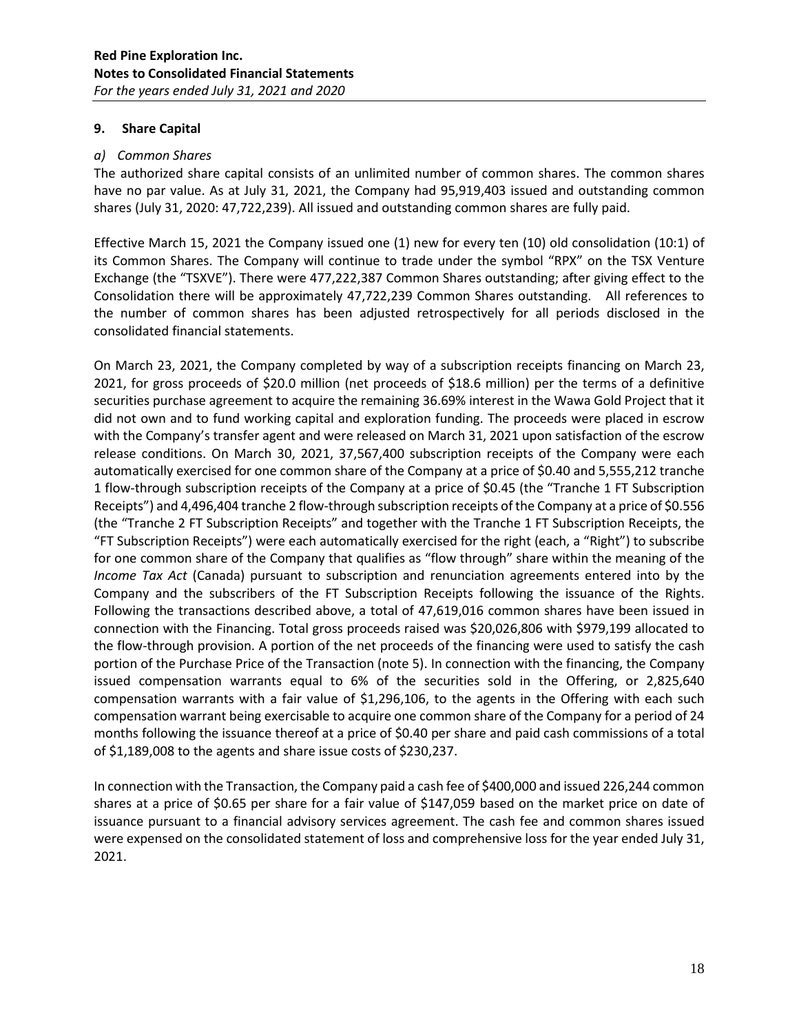## 9. Share Capital

### *a) Common Shares*

The authorized share capital consists of an unlimited number of common shares. The common shares have no par value. As at July 31, 2021, the Company had 95,919,403 issued and outstanding common shares (July 31, 2020: 47,722,239). All issued and outstanding common shares are fully paid.

Effective March 15, 2021 the Company issued one (1) new for every ten (10) old consolidation (10:1) of its Common Shares. The Company will continue to trade under the symbol "RPX" on the TSX Venture Exchange (the "TSXVE"). There were 477,222,387 Common Shares outstanding; after giving effect to the Consolidation there will be approximately 47,722,239 Common Shares outstanding. All references to the number of common shares has been adjusted retrospectively for all periods disclosed in the consolidated financial statements.

On March 23, 2021, the Company completed by way of a subscription receipts financing on March 23, 2021, for gross proceeds of $20.0 million (net proceeds of $18.6 million) per the terms of a definitive securities purchase agreement to acquire the remaining 36.69% interest in the Wawa Gold Project that it did not own and to fund working capital and exploration funding. The proceeds were placed in escrow with the Company's transfer agent and were released on March 31, 2021 upon satisfaction of the escrow release conditions. On March 30, 2021, 37,567,400 subscription receipts of the Company were each automatically exercised for one common share of the Company at a price of $0.40 and 5,555,212 tranche 1 flow-through subscription receipts of the Company at a price of $0.45 (the "Tranche 1 FT Subscription Receipts") and 4,496,404 tranche 2 flow-through subscription receipts of the Company at a price of $0.556 (the "Tranche 2 FT Subscription Receipts" and together with the Tranche 1 FT Subscription Receipts, the "FT Subscription Receipts") were each automatically exercised for the right (each, a "Right") to subscribe for one common share of the Company that qualifies as "flow through" share within the meaning of the *Income Tax Act* (Canada) pursuant to subscription and renunciation agreements entered into by the Company and the subscribers of the FT Subscription Receipts following the issuance of the Rights. Following the transactions described above, a total of 47,619,016 common shares have been issued in connection with the Financing. Total gross proceeds raised was $20,026,806 with $979,199 allocated to the flow-through provision. A portion of the net proceeds of the financing were used to satisfy the cash portion of the Purchase Price of the Transaction (note 5). In connection with the financing, the Company issued compensation warrants equal to 6% of the securities sold in the Offering, or 2,825,640 compensation warrants with a fair value of $1,296,106, to the agents in the Offering with each such compensation warrant being exercisable to acquire one common share of the Company for a period of 24 months following the issuance thereof at a price of $0.40 per share and paid cash commissions of a total of $1,189,008 to the agents and share issue costs of $230,237.

In connection with the Transaction, the Company paid a cash fee of $400,000 and issued 226,244 common shares at a price of $0.65 per share for a fair value of $147,059 based on the market price on date of issuance pursuant to a financial advisory services agreement. The cash fee and common shares issued were expensed on the consolidated statement of loss and comprehensive loss for the year ended July 31, 2021.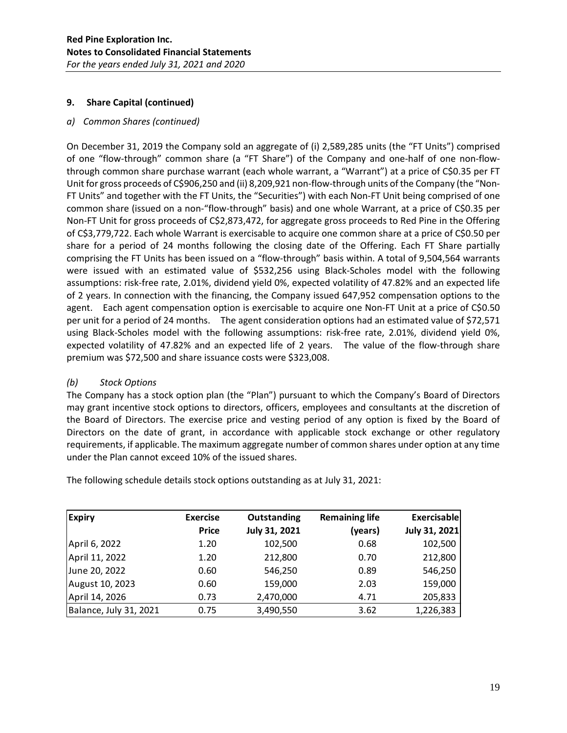## 9. Share Capital (continued)

*a) Common Shares (continued)*

On December 31, 2019 the Company sold an aggregate of (i) 2,589,285 units (the "FT Units") comprised of one "flow-through" common share (a "FT Share") of the Company and one-half of one non-flow-through common share purchase warrant (each whole warrant, a "Warrant") at a price of C$0.35 per FT Unit for gross proceeds of C$906,250 and (ii) 8,209,921 non-flow-through units of the Company (the "Non-FT Units" and together with the FT Units, the "Securities") with each Non-FT Unit being comprised of one common share (issued on a non-"flow-through" basis) and one whole Warrant, at a price of C$0.35 per Non-FT Unit for gross proceeds of C$2,873,472, for aggregate gross proceeds to Red Pine in the Offering of C$3,779,722. Each whole Warrant is exercisable to acquire one common share at a price of C$0.50 per share for a period of 24 months following the closing date of the Offering. Each FT Share partially comprising the FT Units has been issued on a "flow-through" basis within. A total of 9,504,564 warrants were issued with an estimated value of $532,256 using Black-Scholes model with the following assumptions: risk-free rate, 2.01%, dividend yield 0%, expected volatility of 47.82% and an expected life of 2 years. In connection with the financing, the Company issued 647,952 compensation options to the agent. Each agent compensation option is exercisable to acquire one Non-FT Unit at a price of C$0.50 per unit for a period of 24 months. The agent consideration options had an estimated value of $72,571 using Black-Scholes model with the following assumptions: risk-free rate, 2.01%, dividend yield 0%, expected volatility of 47.82% and an expected life of 2 years. The value of the flow-through share premium was $72,500 and share issuance costs were $323,008.

*(b) Stock Options*

The Company has a stock option plan (the "Plan") pursuant to which the Company's Board of Directors may grant incentive stock options to directors, officers, employees and consultants at the discretion of the Board of Directors. The exercise price and vesting period of any option is fixed by the Board of Directors on the date of grant, in accordance with applicable stock exchange or other regulatory requirements, if applicable. The maximum aggregate number of common shares under option at any time under the Plan cannot exceed 10% of the issued shares.

The following schedule details stock options outstanding as at July 31, 2021:

| Expiry | Exercise Price | Outstanding July 31, 2021 | Remaining life (years) | Exercisable July 31, 2021 |
|---|---|---|---|---|
| April 6, 2022 | 1.20 | 102,500 | 0.68 | 102,500 |
| April 11, 2022 | 1.20 | 212,800 | 0.70 | 212,800 |
| June 20, 2022 | 0.60 | 546,250 | 0.89 | 546,250 |
| August 10, 2023 | 0.60 | 159,000 | 2.03 | 159,000 |
| April 14, 2026 | 0.73 | 2,470,000 | 4.71 | 205,833 |
| Balance, July 31, 2021 | 0.75 | 3,490,550 | 3.62 | 1,226,383 |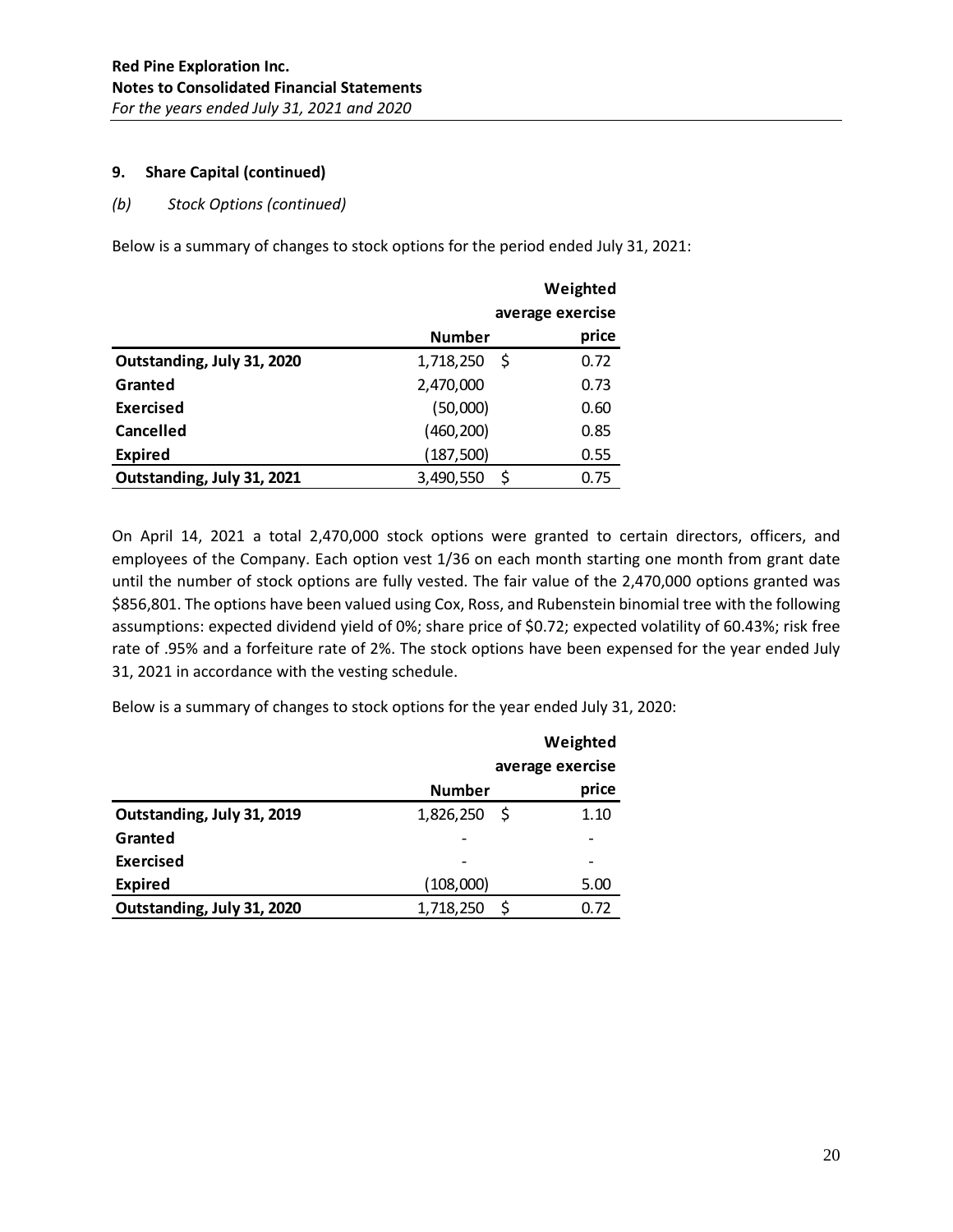**Red Pine Exploration Inc.**
**Notes to Consolidated Financial Statements**
*For the years ended July 31, 2021 and 2020*

## 9. Share Capital (continued)

### *(b) Stock Options (continued)*

Below is a summary of changes to stock options for the period ended July 31, 2021:

| | Number | Weighted average exercise price |
|---|---|---|
| **Outstanding, July 31, 2020** | 1,718,250 | $ 0.72 |
| **Granted** | 2,470,000 | 0.73 |
| **Exercised** | (50,000) | 0.60 |
| **Cancelled** | (460,200) | 0.85 |
| **Expired** | (187,500) | 0.55 |
| **Outstanding, July 31, 2021** | 3,490,550 | $ 0.75 |

On April 14, 2021 a total 2,470,000 stock options were granted to certain directors, officers, and employees of the Company. Each option vest 1/36 on each month starting one month from grant date until the number of stock options are fully vested. The fair value of the 2,470,000 options granted was $856,801. The options have been valued using Cox, Ross, and Rubenstein binomial tree with the following assumptions: expected dividend yield of 0%; share price of $0.72; expected volatility of 60.43%; risk free rate of .95% and a forfeiture rate of 2%. The stock options have been expensed for the year ended July 31, 2021 in accordance with the vesting schedule.

Below is a summary of changes to stock options for the year ended July 31, 2020:

| | Number | Weighted average exercise price |
|---|---|---|
| **Outstanding, July 31, 2019** | 1,826,250 | $ 1.10 |
| **Granted** | - | - |
| **Exercised** | - | - |
| **Expired** | (108,000) | 5.00 |
| **Outstanding, July 31, 2020** | 1,718,250 | $ 0.72 |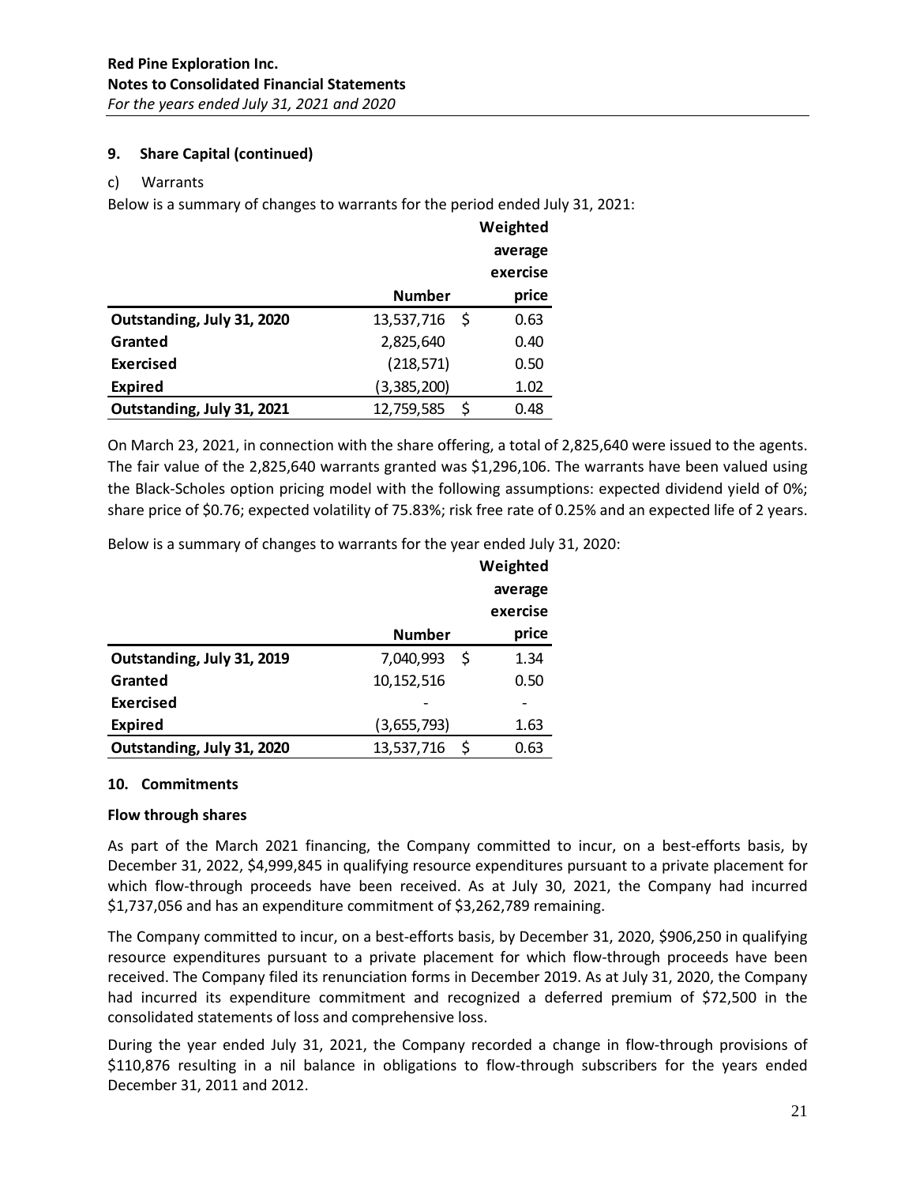## 9. Share Capital (continued)

c) Warrants

Below is a summary of changes to warrants for the period ended July 31, 2021:

| | Number | Weighted average exercise price |
|---|---|---|
| **Outstanding, July 31, 2020** | 13,537,716 | $ 0.63 |
| **Granted** | 2,825,640 | 0.40 |
| **Exercised** | (218,571) | 0.50 |
| **Expired** | (3,385,200) | 1.02 |
| **Outstanding, July 31, 2021** | 12,759,585 | $ 0.48 |

On March 23, 2021, in connection with the share offering, a total of 2,825,640 were issued to the agents. The fair value of the 2,825,640 warrants granted was $1,296,106. The warrants have been valued using the Black-Scholes option pricing model with the following assumptions: expected dividend yield of 0%; share price of $0.76; expected volatility of 75.83%; risk free rate of 0.25% and an expected life of 2 years.

Below is a summary of changes to warrants for the year ended July 31, 2020:

| | Number | Weighted average exercise price |
|---|---|---|
| **Outstanding, July 31, 2019** | 7,040,993 | $ 1.34 |
| **Granted** | 10,152,516 | 0.50 |
| **Exercised** | - | - |
| **Expired** | (3,655,793) | 1.63 |
| **Outstanding, July 31, 2020** | 13,537,716 | $ 0.63 |

## 10. Commitments

**Flow through shares**

As part of the March 2021 financing, the Company committed to incur, on a best-efforts basis, by December 31, 2022, $4,999,845 in qualifying resource expenditures pursuant to a private placement for which flow-through proceeds have been received. As at July 30, 2021, the Company had incurred $1,737,056 and has an expenditure commitment of $3,262,789 remaining.

The Company committed to incur, on a best-efforts basis, by December 31, 2020, $906,250 in qualifying resource expenditures pursuant to a private placement for which flow-through proceeds have been received. The Company filed its renunciation forms in December 2019. As at July 31, 2020, the Company had incurred its expenditure commitment and recognized a deferred premium of $72,500 in the consolidated statements of loss and comprehensive loss.

During the year ended July 31, 2021, the Company recorded a change in flow-through provisions of $110,876 resulting in a nil balance in obligations to flow-through subscribers for the years ended December 31, 2011 and 2012.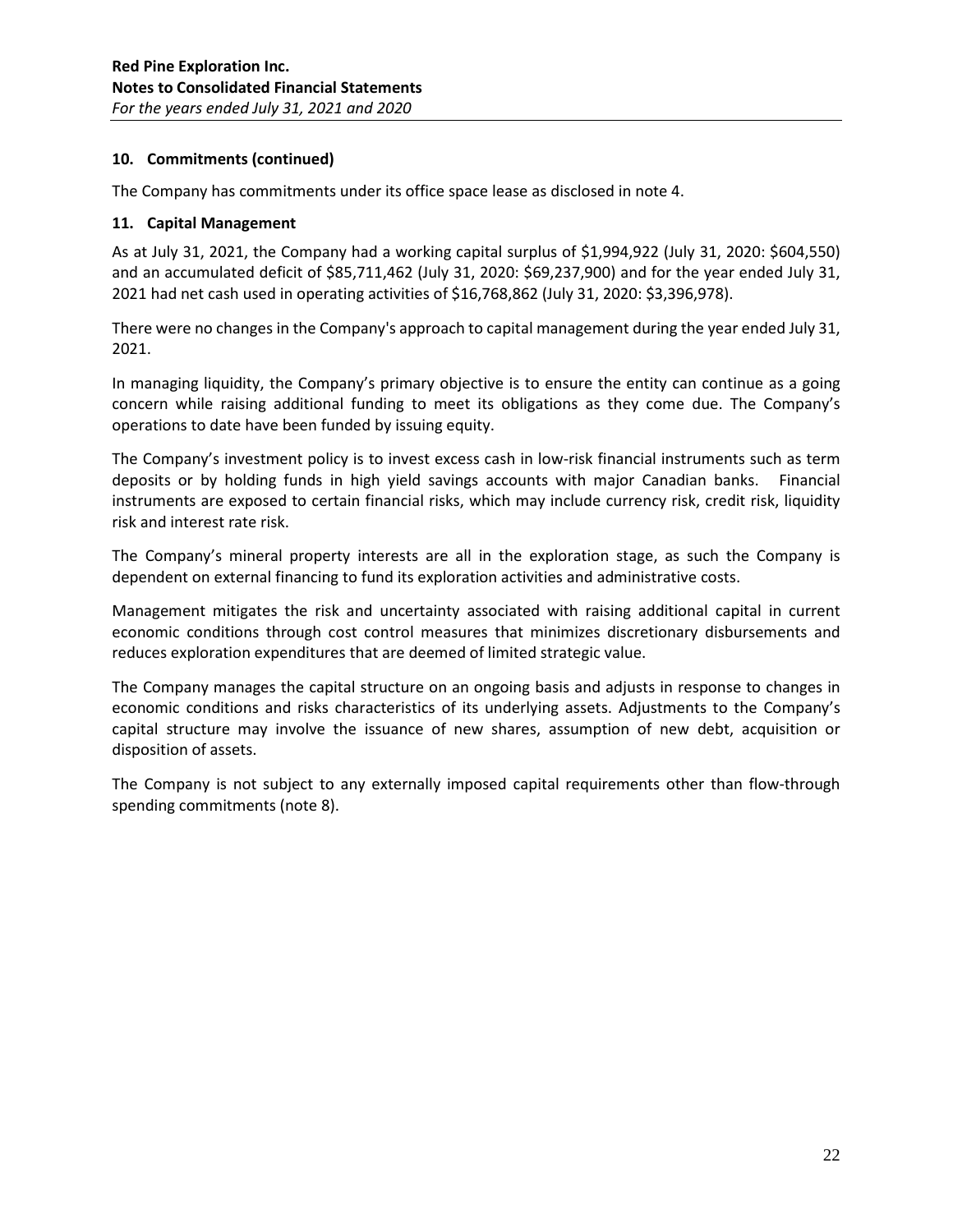## 10. Commitments (continued)

The Company has commitments under its office space lease as disclosed in note 4.

## 11. Capital Management

As at July 31, 2021, the Company had a working capital surplus of $1,994,922 (July 31, 2020: $604,550) and an accumulated deficit of $85,711,462 (July 31, 2020: $69,237,900) and for the year ended July 31, 2021 had net cash used in operating activities of $16,768,862 (July 31, 2020: $3,396,978).

There were no changes in the Company's approach to capital management during the year ended July 31, 2021.

In managing liquidity, the Company's primary objective is to ensure the entity can continue as a going concern while raising additional funding to meet its obligations as they come due. The Company's operations to date have been funded by issuing equity.

The Company's investment policy is to invest excess cash in low-risk financial instruments such as term deposits or by holding funds in high yield savings accounts with major Canadian banks. Financial instruments are exposed to certain financial risks, which may include currency risk, credit risk, liquidity risk and interest rate risk.

The Company's mineral property interests are all in the exploration stage, as such the Company is dependent on external financing to fund its exploration activities and administrative costs.

Management mitigates the risk and uncertainty associated with raising additional capital in current economic conditions through cost control measures that minimizes discretionary disbursements and reduces exploration expenditures that are deemed of limited strategic value.

The Company manages the capital structure on an ongoing basis and adjusts in response to changes in economic conditions and risks characteristics of its underlying assets. Adjustments to the Company's capital structure may involve the issuance of new shares, assumption of new debt, acquisition or disposition of assets.

The Company is not subject to any externally imposed capital requirements other than flow-through spending commitments (note 8).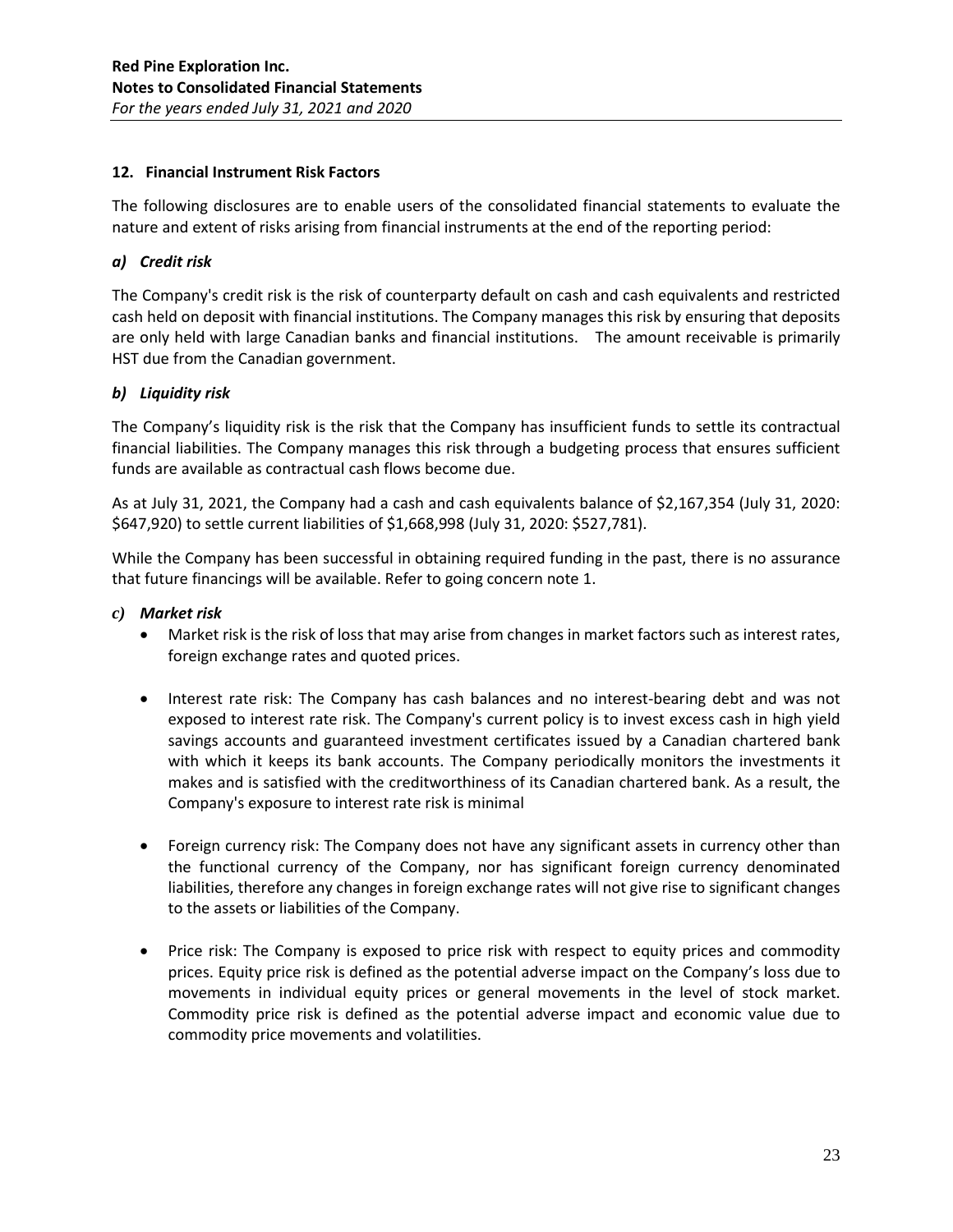## 12. Financial Instrument Risk Factors

The following disclosures are to enable users of the consolidated financial statements to evaluate the nature and extent of risks arising from financial instruments at the end of the reporting period:

### *a) Credit risk*

The Company's credit risk is the risk of counterparty default on cash and cash equivalents and restricted cash held on deposit with financial institutions. The Company manages this risk by ensuring that deposits are only held with large Canadian banks and financial institutions. The amount receivable is primarily HST due from the Canadian government.

### *b) Liquidity risk*

The Company's liquidity risk is the risk that the Company has insufficient funds to settle its contractual financial liabilities. The Company manages this risk through a budgeting process that ensures sufficient funds are available as contractual cash flows become due.

As at July 31, 2021, the Company had a cash and cash equivalents balance of $2,167,354 (July 31, 2020: $647,920) to settle current liabilities of $1,668,998 (July 31, 2020: $527,781).

While the Company has been successful in obtaining required funding in the past, there is no assurance that future financings will be available. Refer to going concern note 1.

### *c) Market risk*

- Market risk is the risk of loss that may arise from changes in market factors such as interest rates, foreign exchange rates and quoted prices.

- Interest rate risk: The Company has cash balances and no interest-bearing debt and was not exposed to interest rate risk. The Company's current policy is to invest excess cash in high yield savings accounts and guaranteed investment certificates issued by a Canadian chartered bank with which it keeps its bank accounts. The Company periodically monitors the investments it makes and is satisfied with the creditworthiness of its Canadian chartered bank. As a result, the Company's exposure to interest rate risk is minimal

- Foreign currency risk: The Company does not have any significant assets in currency other than the functional currency of the Company, nor has significant foreign currency denominated liabilities, therefore any changes in foreign exchange rates will not give rise to significant changes to the assets or liabilities of the Company.

- Price risk: The Company is exposed to price risk with respect to equity prices and commodity prices. Equity price risk is defined as the potential adverse impact on the Company's loss due to movements in individual equity prices or general movements in the level of stock market. Commodity price risk is defined as the potential adverse impact and economic value due to commodity price movements and volatilities.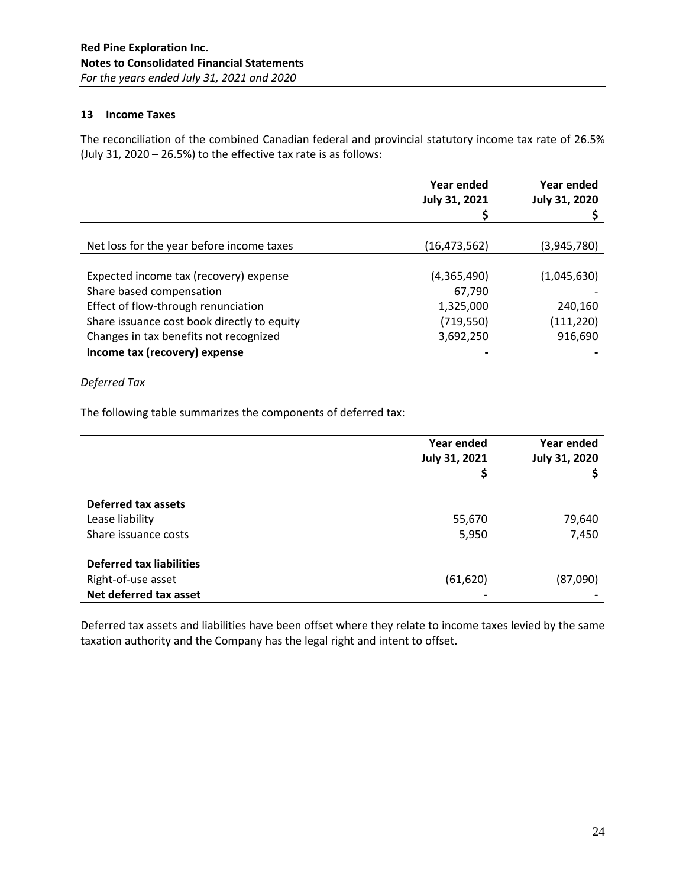## 13 Income Taxes

The reconciliation of the combined Canadian federal and provincial statutory income tax rate of 26.5% (July 31, 2020 – 26.5%) to the effective tax rate is as follows:

| | Year ended July 31, 2021 $ | Year ended July 31, 2020 $ |
|---|---|---|
| Net loss for the year before income taxes | (16,473,562) | (3,945,780) |
| Expected income tax (recovery) expense | (4,365,490) | (1,045,630) |
| Share based compensation | 67,790 | - |
| Effect of flow-through renunciation | 1,325,000 | 240,160 |
| Share issuance cost book directly to equity | (719,550) | (111,220) |
| Changes in tax benefits not recognized | 3,692,250 | 916,690 |
| **Income tax (recovery) expense** | - | - |

*Deferred Tax*

The following table summarizes the components of deferred tax:

| | Year ended July 31, 2021 $ | Year ended July 31, 2020 $ |
|---|---|---|
| **Deferred tax assets** | | |
| Lease liability | 55,670 | 79,640 |
| Share issuance costs | 5,950 | 7,450 |
| **Deferred tax liabilities** | | |
| Right-of-use asset | (61,620) | (87,090) |
| **Net deferred tax asset** | - | - |

Deferred tax assets and liabilities have been offset where they relate to income taxes levied by the same taxation authority and the Company has the legal right and intent to offset.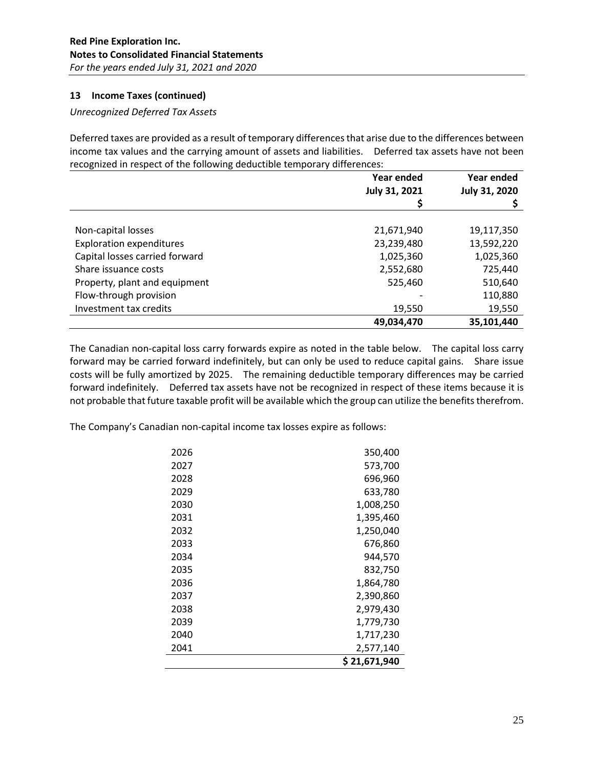**Red Pine Exploration Inc.**
**Notes to Consolidated Financial Statements**
*For the years ended July 31, 2021 and 2020*

### 13 Income Taxes (continued)

*Unrecognized Deferred Tax Assets*

Deferred taxes are provided as a result of temporary differences that arise due to the differences between income tax values and the carrying amount of assets and liabilities. Deferred tax assets have not been recognized in respect of the following deductible temporary differences:

| | Year ended July 31, 2021 $ | Year ended July 31, 2020 $ |
|---|---|---|
| Non-capital losses | 21,671,940 | 19,117,350 |
| Exploration expenditures | 23,239,480 | 13,592,220 |
| Capital losses carried forward | 1,025,360 | 1,025,360 |
| Share issuance costs | 2,552,680 | 725,440 |
| Property, plant and equipment | 525,460 | 510,640 |
| Flow-through provision | - | 110,880 |
| Investment tax credits | 19,550 | 19,550 |
| | **49,034,470** | **35,101,440** |

The Canadian non-capital loss carry forwards expire as noted in the table below. The capital loss carry forward may be carried forward indefinitely, but can only be used to reduce capital gains. Share issue costs will be fully amortized by 2025. The remaining deductible temporary differences may be carried forward indefinitely. Deferred tax assets have not be recognized in respect of these items because it is not probable that future taxable profit will be available which the group can utilize the benefits therefrom.

The Company's Canadian non-capital income tax losses expire as follows:

| | |
|---|---|
| 2026 | 350,400 |
| 2027 | 573,700 |
| 2028 | 696,960 |
| 2029 | 633,780 |
| 2030 | 1,008,250 |
| 2031 | 1,395,460 |
| 2032 | 1,250,040 |
| 2033 | 676,860 |
| 2034 | 944,570 |
| 2035 | 832,750 |
| 2036 | 1,864,780 |
| 2037 | 2,390,860 |
| 2038 | 2,979,430 |
| 2039 | 1,779,730 |
| 2040 | 1,717,230 |
| 2041 | 2,577,140 |
| | **$ 21,671,940** |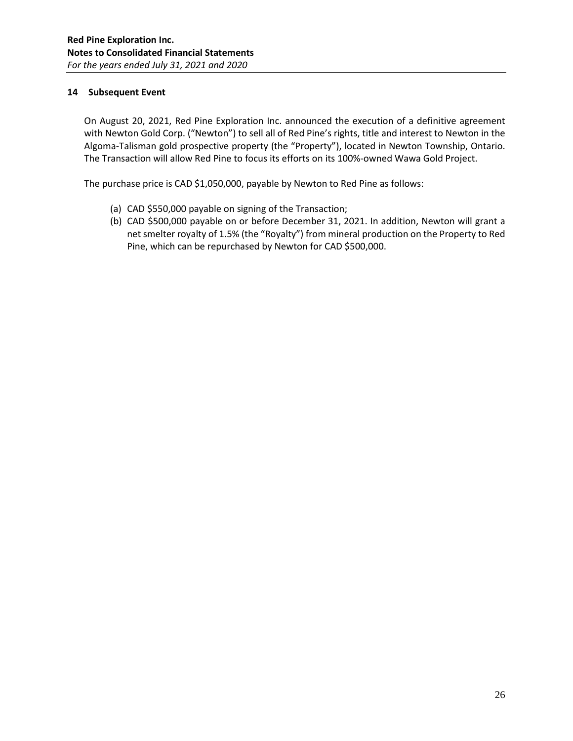## 14 Subsequent Event

On August 20, 2021, Red Pine Exploration Inc. announced the execution of a definitive agreement with Newton Gold Corp. ("Newton") to sell all of Red Pine's rights, title and interest to Newton in the Algoma-Talisman gold prospective property (the "Property"), located in Newton Township, Ontario. The Transaction will allow Red Pine to focus its efforts on its 100%-owned Wawa Gold Project.

The purchase price is CAD $1,050,000, payable by Newton to Red Pine as follows:

(a) CAD $550,000 payable on signing of the Transaction;

(b) CAD $500,000 payable on or before December 31, 2021. In addition, Newton will grant a net smelter royalty of 1.5% (the "Royalty") from mineral production on the Property to Red Pine, which can be repurchased by Newton for CAD $500,000.